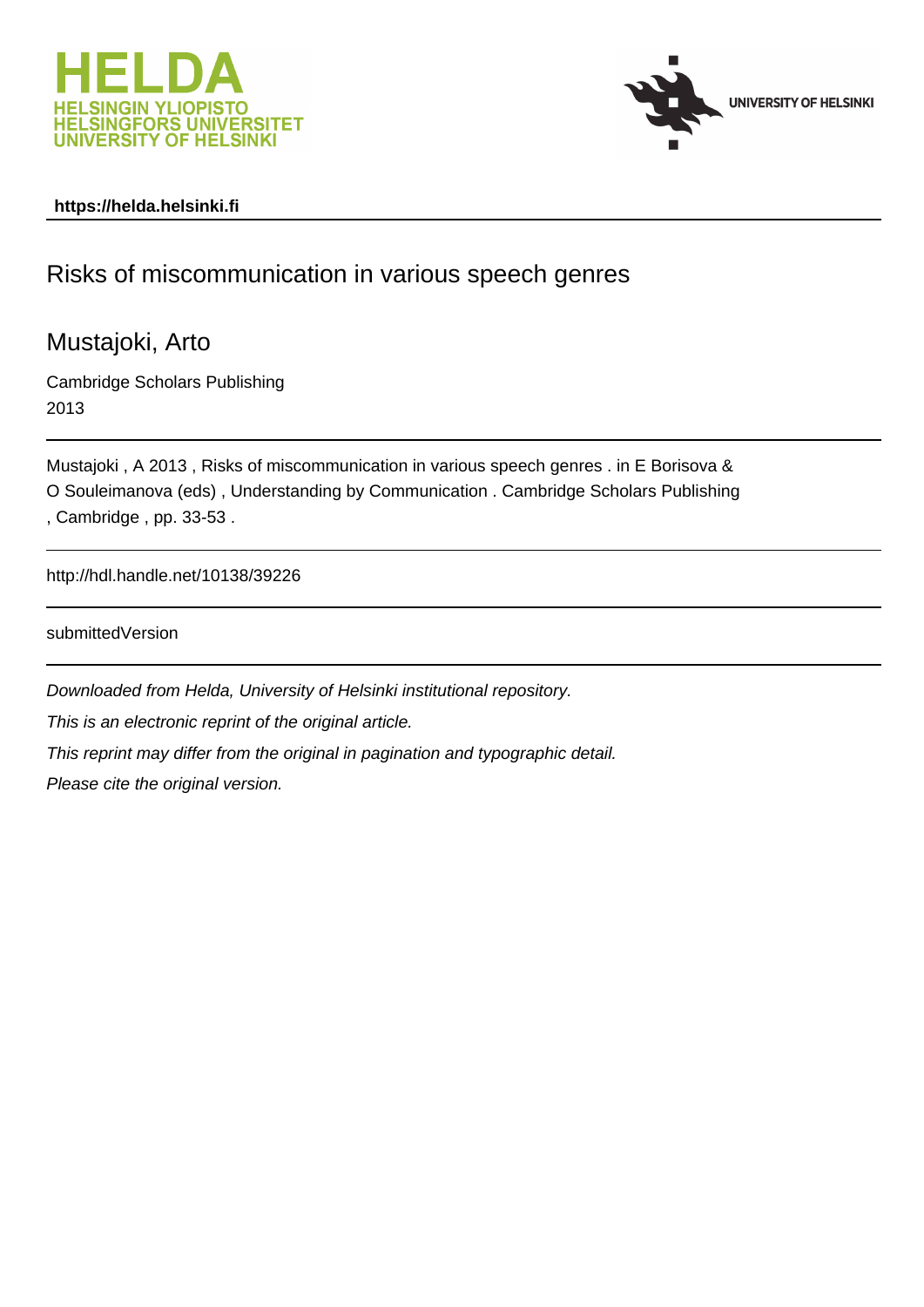HELDA
HELSINGIN YLIOPISTO
HELSINGFORS UNIVERSITET
UNIVERSITY OF HELSINKI

UNIVERSITY OF HELSINKI

**https://helda.helsinki.fi**

---

# Risks of miscommunication in various speech genres

## Mustajoki, Arto

Cambridge Scholars Publishing
2013

---

Mustajoki , A 2013 , Risks of miscommunication in various speech genres . in E Borisova & O Souleimanova (eds) , Understanding by Communication . Cambridge Scholars Publishing , Cambridge , pp. 33-53 .

---

http://hdl.handle.net/10138/39226

---

submittedVersion

---

*Downloaded from Helda, University of Helsinki institutional repository.*

*This is an electronic reprint of the original article.*

*This reprint may differ from the original in pagination and typographic detail.*

*Please cite the original version.*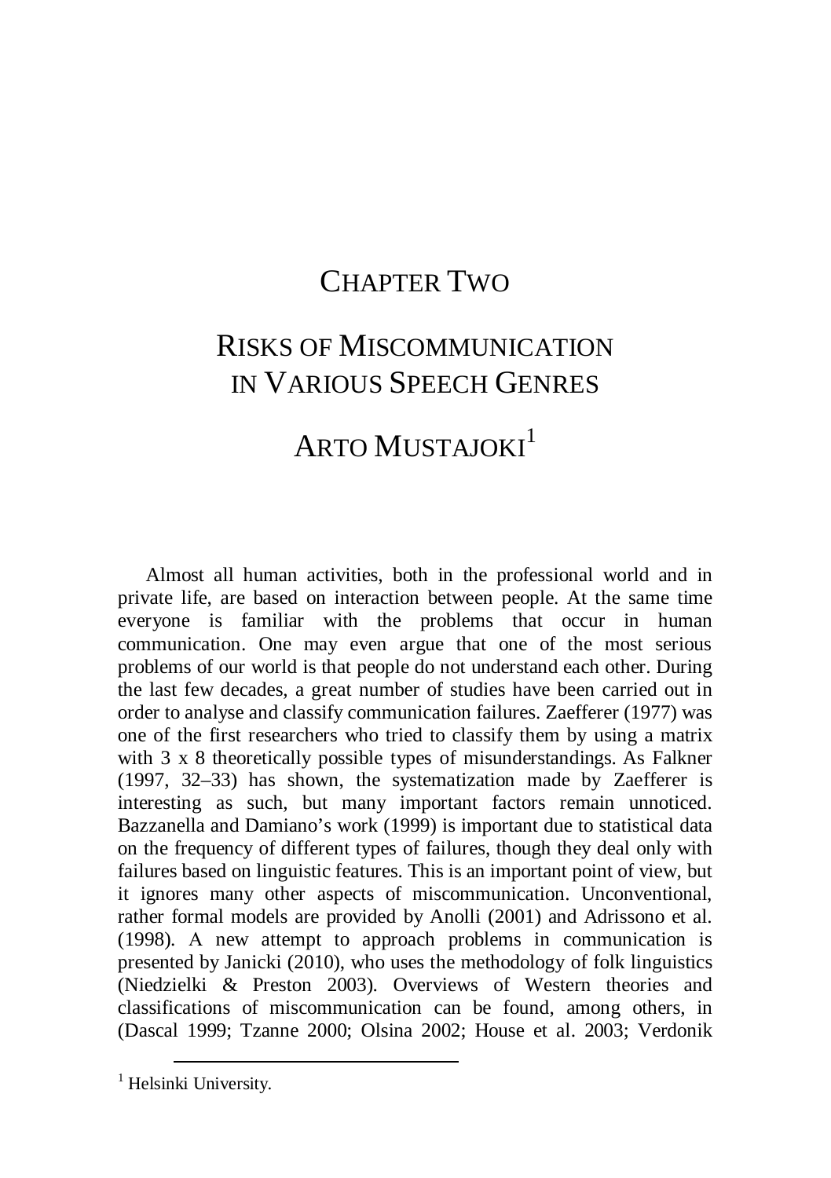# CHAPTER TWO

# RISKS OF MISCOMMUNICATION IN VARIOUS SPEECH GENRES

## ARTO MUSTAJOKI[1]

Almost all human activities, both in the professional world and in private life, are based on interaction between people. At the same time everyone is familiar with the problems that occur in human communication. One may even argue that one of the most serious problems of our world is that people do not understand each other. During the last few decades, a great number of studies have been carried out in order to analyse and classify communication failures. Zaefferer (1977) was one of the first researchers who tried to classify them by using a matrix with 3 x 8 theoretically possible types of misunderstandings. As Falkner (1997, 32–33) has shown, the systematization made by Zaefferer is interesting as such, but many important factors remain unnoticed. Bazzanella and Damiano's work (1999) is important due to statistical data on the frequency of different types of failures, though they deal only with failures based on linguistic features. This is an important point of view, but it ignores many other aspects of miscommunication. Unconventional, rather formal models are provided by Anolli (2001) and Adrissono et al. (1998). A new attempt to approach problems in communication is presented by Janicki (2010), who uses the methodology of folk linguistics (Niedzielki & Preston 2003). Overviews of Western theories and classifications of miscommunication can be found, among others, in (Dascal 1999; Tzanne 2000; Olsina 2002; House et al. 2003; Verdonik

[1] Helsinki University.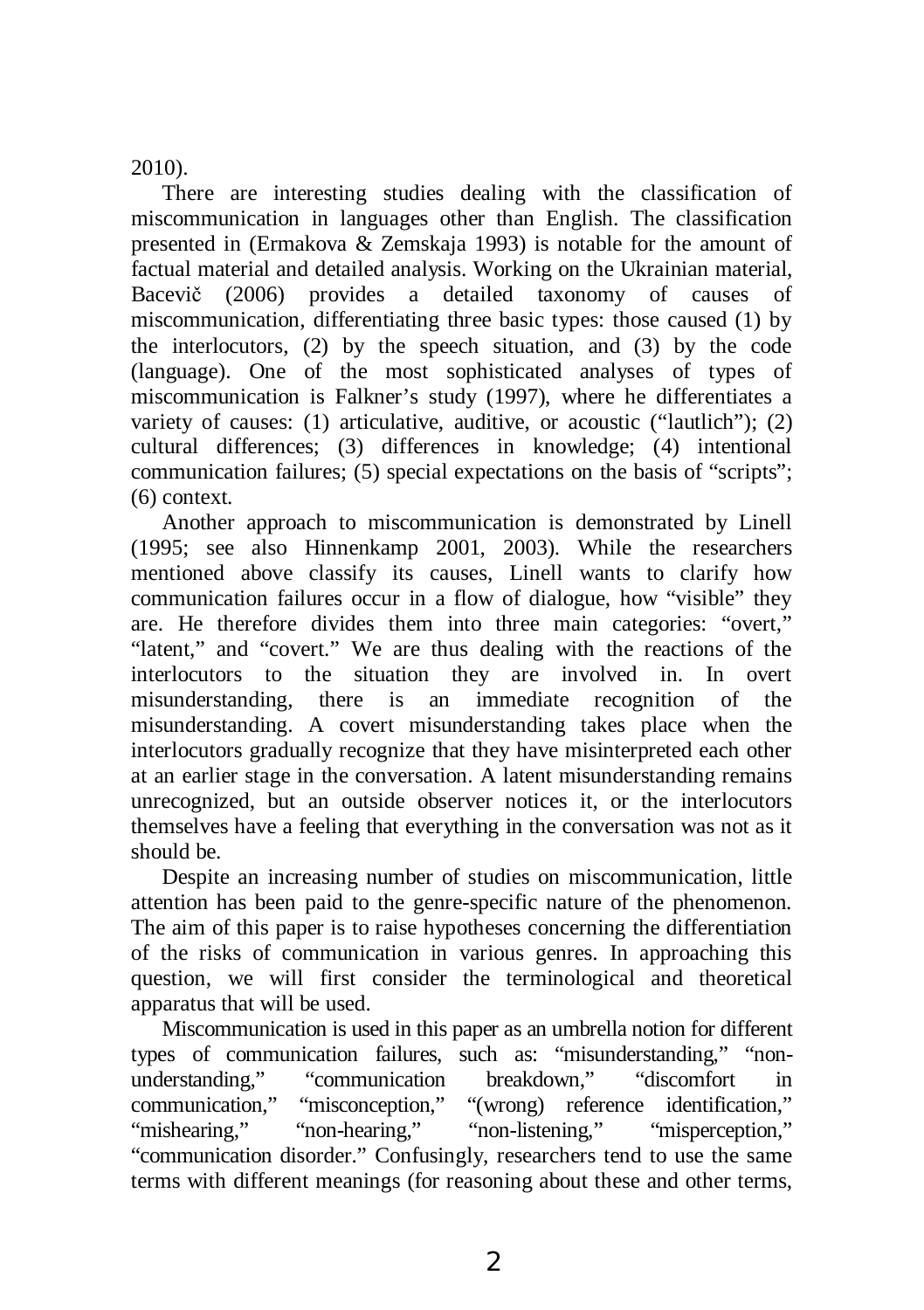2010).

There are interesting studies dealing with the classification of miscommunication in languages other than English. The classification presented in (Ermakova & Zemskaja 1993) is notable for the amount of factual material and detailed analysis. Working on the Ukrainian material, Bacevič (2006) provides a detailed taxonomy of causes of miscommunication, differentiating three basic types: those caused (1) by the interlocutors, (2) by the speech situation, and (3) by the code (language). One of the most sophisticated analyses of types of miscommunication is Falkner's study (1997), where he differentiates a variety of causes: (1) articulative, auditive, or acoustic ("lautlich"); (2) cultural differences; (3) differences in knowledge; (4) intentional communication failures; (5) special expectations on the basis of "scripts"; (6) context.

Another approach to miscommunication is demonstrated by Linell (1995; see also Hinnenkamp 2001, 2003). While the researchers mentioned above classify its causes, Linell wants to clarify how communication failures occur in a flow of dialogue, how "visible" they are. He therefore divides them into three main categories: "overt," "latent," and "covert." We are thus dealing with the reactions of the interlocutors to the situation they are involved in. In overt misunderstanding, there is an immediate recognition of the misunderstanding. A covert misunderstanding takes place when the interlocutors gradually recognize that they have misinterpreted each other at an earlier stage in the conversation. A latent misunderstanding remains unrecognized, but an outside observer notices it, or the interlocutors themselves have a feeling that everything in the conversation was not as it should be.

Despite an increasing number of studies on miscommunication, little attention has been paid to the genre-specific nature of the phenomenon. The aim of this paper is to raise hypotheses concerning the differentiation of the risks of communication in various genres. In approaching this question, we will first consider the terminological and theoretical apparatus that will be used.

Miscommunication is used in this paper as an umbrella notion for different types of communication failures, such as: "misunderstanding," "non-understanding," "communication breakdown," "discomfort in communication," "misconception," "(wrong) reference identification," "mishearing," "non-hearing," "non-listening," "misperception," "communication disorder." Confusingly, researchers tend to use the same terms with different meanings (for reasoning about these and other terms,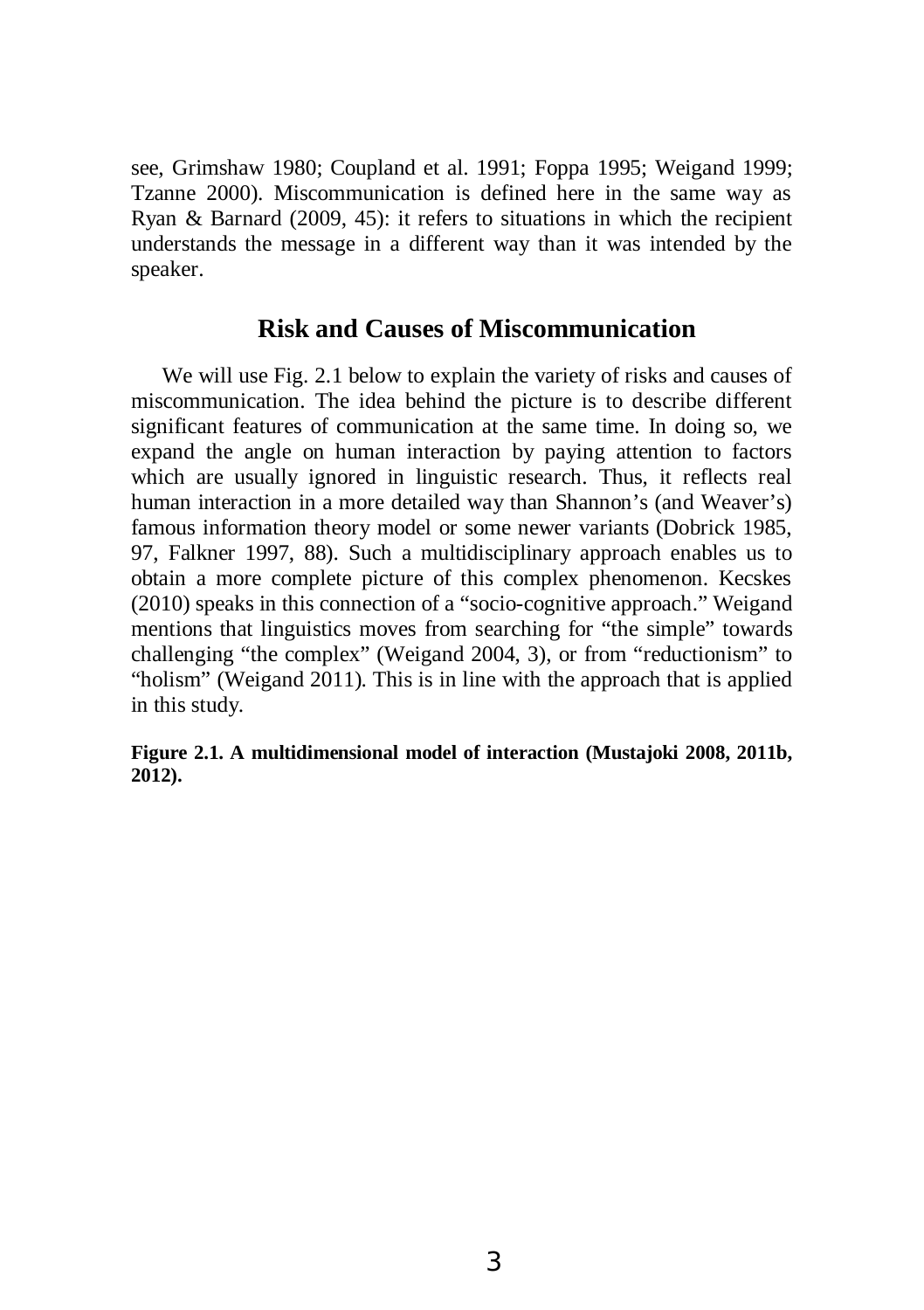see, Grimshaw 1980; Coupland et al. 1991; Foppa 1995; Weigand 1999; Tzanne 2000). Miscommunication is defined here in the same way as Ryan & Barnard (2009, 45): it refers to situations in which the recipient understands the message in a different way than it was intended by the speaker.

## Risk and Causes of Miscommunication

We will use Fig. 2.1 below to explain the variety of risks and causes of miscommunication. The idea behind the picture is to describe different significant features of communication at the same time. In doing so, we expand the angle on human interaction by paying attention to factors which are usually ignored in linguistic research. Thus, it reflects real human interaction in a more detailed way than Shannon's (and Weaver's) famous information theory model or some newer variants (Dobrick 1985, 97, Falkner 1997, 88). Such a multidisciplinary approach enables us to obtain a more complete picture of this complex phenomenon. Kecskes (2010) speaks in this connection of a "socio-cognitive approach." Weigand mentions that linguistics moves from searching for "the simple" towards challenging "the complex" (Weigand 2004, 3), or from "reductionism" to "holism" (Weigand 2011). This is in line with the approach that is applied in this study.

**Figure 2.1. A multidimensional model of interaction (Mustajoki 2008, 2011b, 2012).**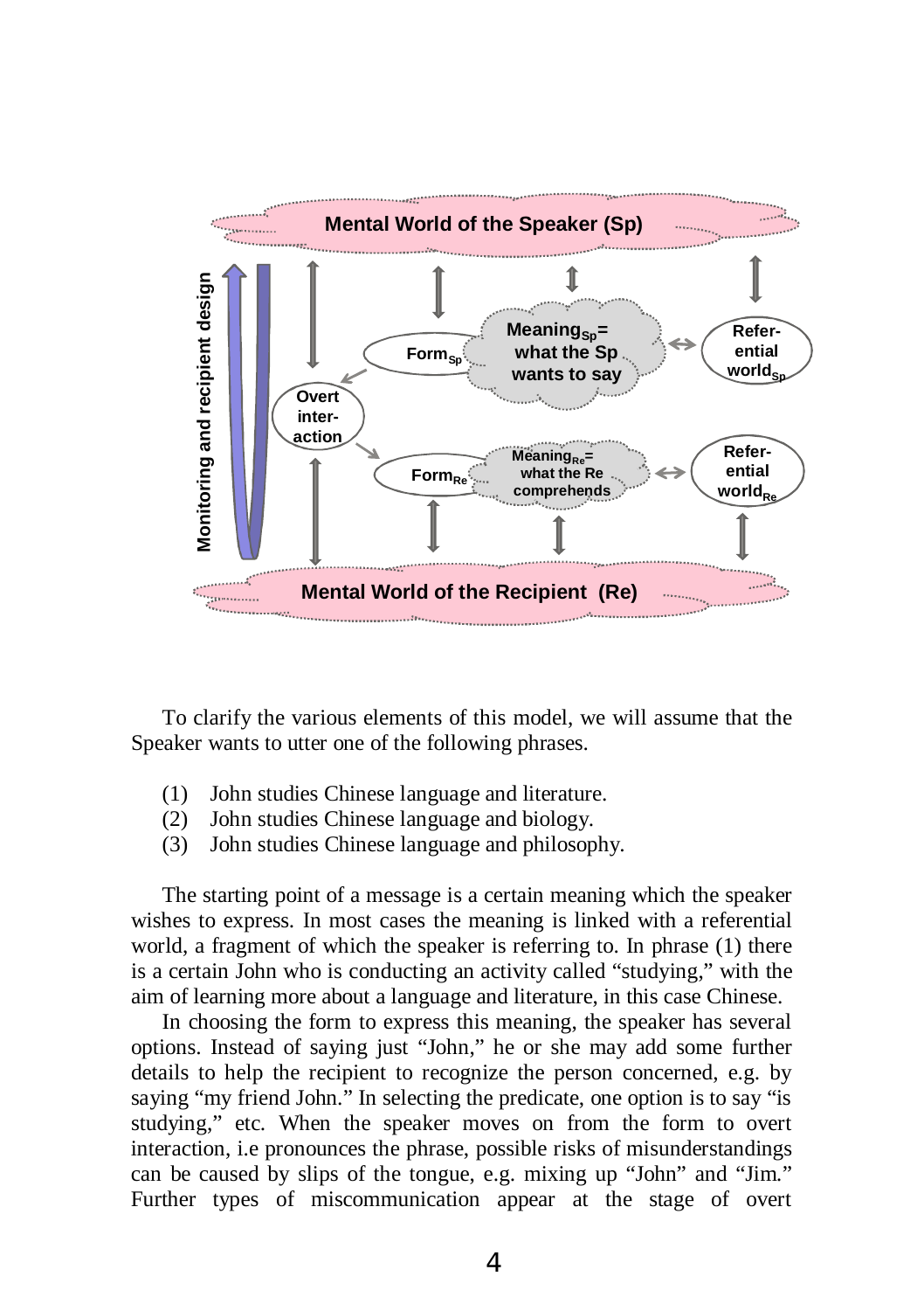To clarify the various elements of this model, we will assume that the Speaker wants to utter one of the following phrases.

(1) John studies Chinese language and literature.
(2) John studies Chinese language and biology.
(3) John studies Chinese language and philosophy.

The starting point of a message is a certain meaning which the speaker wishes to express. In most cases the meaning is linked with a referential world, a fragment of which the speaker is referring to. In phrase (1) there is a certain John who is conducting an activity called "studying," with the aim of learning more about a language and literature, in this case Chinese.

In choosing the form to express this meaning, the speaker has several options. Instead of saying just "John," he or she may add some further details to help the recipient to recognize the person concerned, e.g. by saying "my friend John." In selecting the predicate, one option is to say "is studying," etc. When the speaker moves on from the form to overt interaction, i.e pronounces the phrase, possible risks of misunderstandings can be caused by slips of the tongue, e.g. mixing up "John" and "Jim." Further types of miscommunication appear at the stage of overt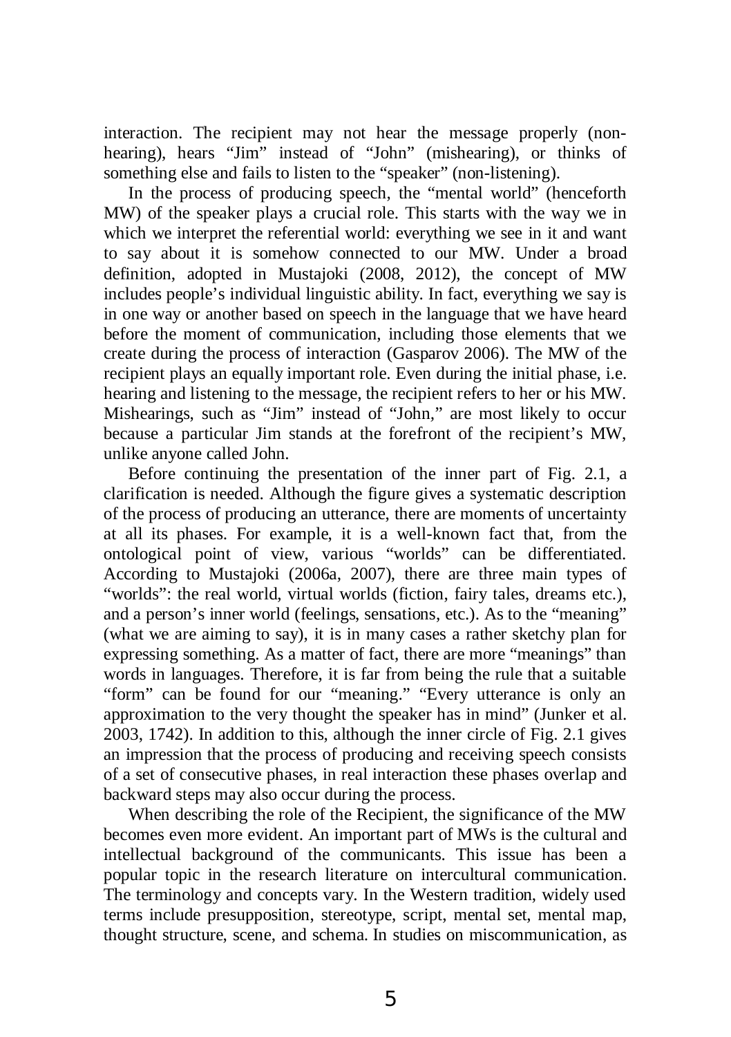interaction. The recipient may not hear the message properly (non-hearing), hears "Jim" instead of "John" (mishearing), or thinks of something else and fails to listen to the "speaker" (non-listening).

In the process of producing speech, the "mental world" (henceforth MW) of the speaker plays a crucial role. This starts with the way we in which we interpret the referential world: everything we see in it and want to say about it is somehow connected to our MW. Under a broad definition, adopted in Mustajoki (2008, 2012), the concept of MW includes people's individual linguistic ability. In fact, everything we say is in one way or another based on speech in the language that we have heard before the moment of communication, including those elements that we create during the process of interaction (Gasparov 2006). The MW of the recipient plays an equally important role. Even during the initial phase, i.e. hearing and listening to the message, the recipient refers to her or his MW. Mishearings, such as "Jim" instead of "John," are most likely to occur because a particular Jim stands at the forefront of the recipient's MW, unlike anyone called John.

Before continuing the presentation of the inner part of Fig. 2.1, a clarification is needed. Although the figure gives a systematic description of the process of producing an utterance, there are moments of uncertainty at all its phases. For example, it is a well-known fact that, from the ontological point of view, various "worlds" can be differentiated. According to Mustajoki (2006a, 2007), there are three main types of "worlds": the real world, virtual worlds (fiction, fairy tales, dreams etc.), and a person's inner world (feelings, sensations, etc.). As to the "meaning" (what we are aiming to say), it is in many cases a rather sketchy plan for expressing something. As a matter of fact, there are more "meanings" than words in languages. Therefore, it is far from being the rule that a suitable "form" can be found for our "meaning." "Every utterance is only an approximation to the very thought the speaker has in mind" (Junker et al. 2003, 1742). In addition to this, although the inner circle of Fig. 2.1 gives an impression that the process of producing and receiving speech consists of a set of consecutive phases, in real interaction these phases overlap and backward steps may also occur during the process.

When describing the role of the Recipient, the significance of the MW becomes even more evident. An important part of MWs is the cultural and intellectual background of the communicants. This issue has been a popular topic in the research literature on intercultural communication. The terminology and concepts vary. In the Western tradition, widely used terms include presupposition, stereotype, script, mental set, mental map, thought structure, scene, and schema. In studies on miscommunication, as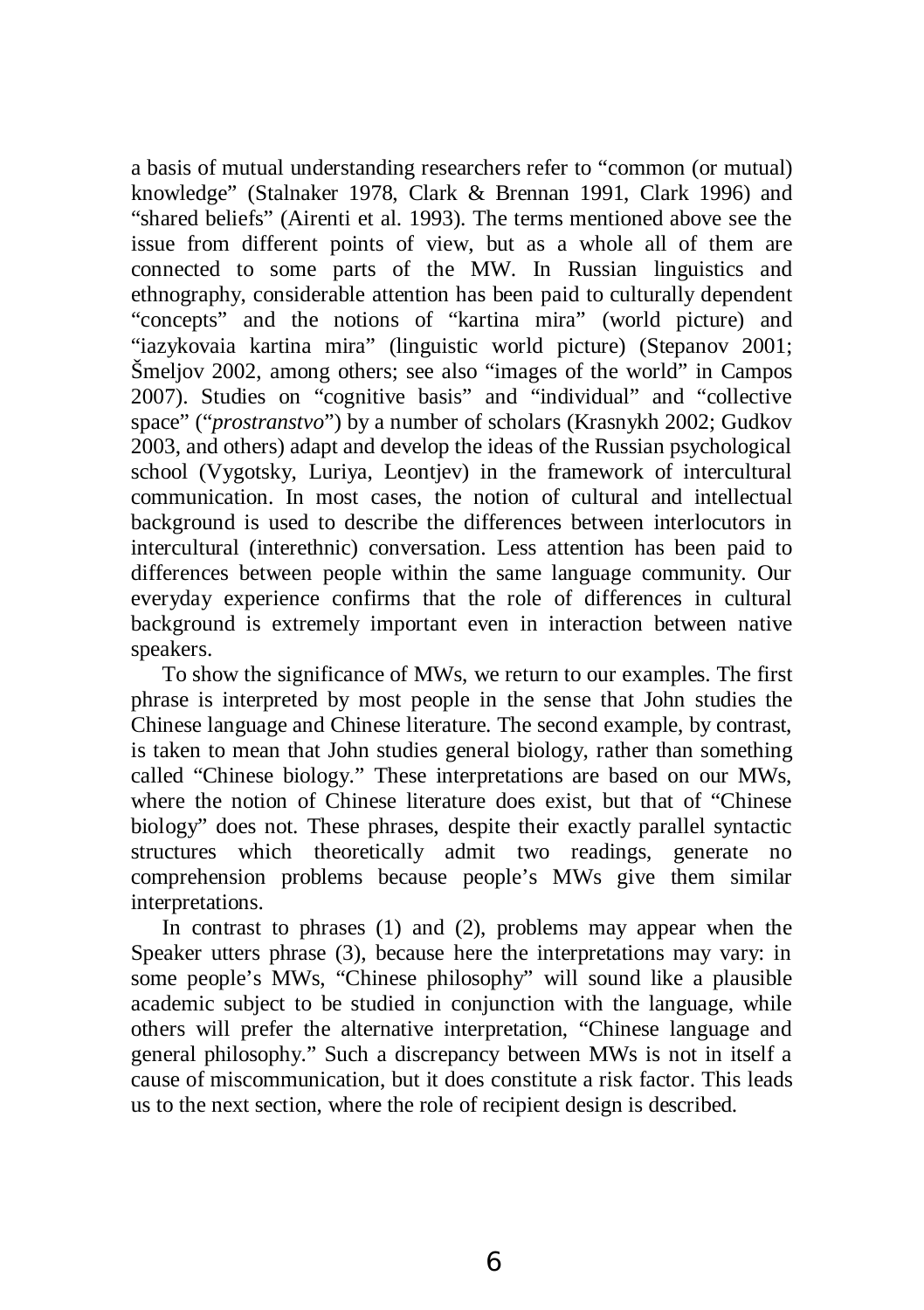a basis of mutual understanding researchers refer to “common (or mutual) knowledge” (Stalnaker 1978, Clark & Brennan 1991, Clark 1996) and “shared beliefs” (Airenti et al. 1993). The terms mentioned above see the issue from different points of view, but as a whole all of them are connected to some parts of the MW. In Russian linguistics and ethnography, considerable attention has been paid to culturally dependent “concepts” and the notions of “kartina mira” (world picture) and “iazykovaia kartina mira” (linguistic world picture) (Stepanov 2001; Šmeljov 2002, among others; see also “images of the world” in Campos 2007). Studies on “cognitive basis” and “individual” and “collective space” (“*prostranstvo*”) by a number of scholars (Krasnykh 2002; Gudkov 2003, and others) adapt and develop the ideas of the Russian psychological school (Vygotsky, Luriya, Leontjev) in the framework of intercultural communication. In most cases, the notion of cultural and intellectual background is used to describe the differences between interlocutors in intercultural (interethnic) conversation. Less attention has been paid to differences between people within the same language community. Our everyday experience confirms that the role of differences in cultural background is extremely important even in interaction between native speakers.

To show the significance of MWs, we return to our examples. The first phrase is interpreted by most people in the sense that John studies the Chinese language and Chinese literature. The second example, by contrast, is taken to mean that John studies general biology, rather than something called “Chinese biology.” These interpretations are based on our MWs, where the notion of Chinese literature does exist, but that of “Chinese biology” does not. These phrases, despite their exactly parallel syntactic structures which theoretically admit two readings, generate no comprehension problems because people’s MWs give them similar interpretations.

In contrast to phrases (1) and (2), problems may appear when the Speaker utters phrase (3), because here the interpretations may vary: in some people’s MWs, “Chinese philosophy” will sound like a plausible academic subject to be studied in conjunction with the language, while others will prefer the alternative interpretation, “Chinese language and general philosophy.” Such a discrepancy between MWs is not in itself a cause of miscommunication, but it does constitute a risk factor. This leads us to the next section, where the role of recipient design is described.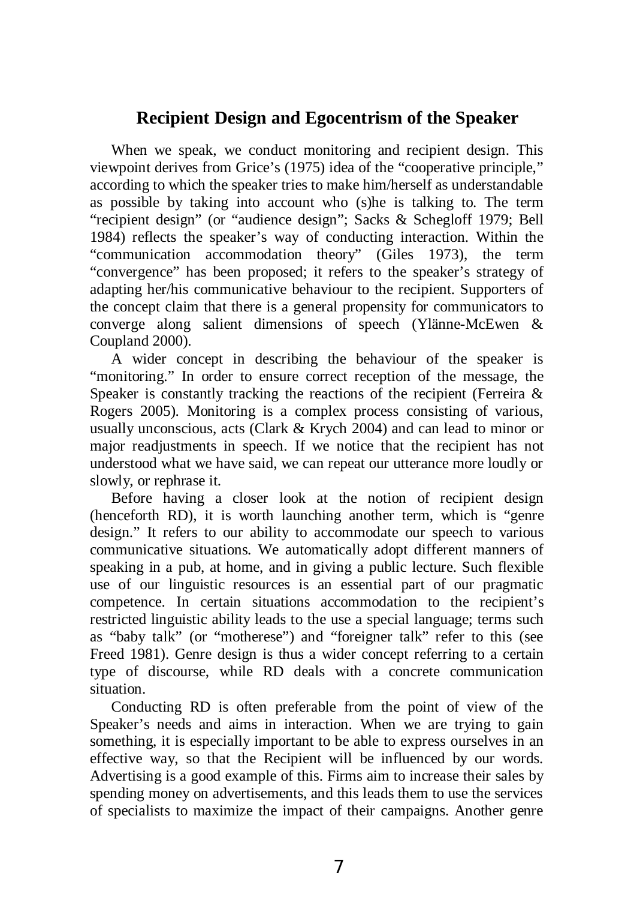## Recipient Design and Egocentrism of the Speaker

When we speak, we conduct monitoring and recipient design. This viewpoint derives from Grice's (1975) idea of the "cooperative principle," according to which the speaker tries to make him/herself as understandable as possible by taking into account who (s)he is talking to. The term "recipient design" (or "audience design"; Sacks & Schegloff 1979; Bell 1984) reflects the speaker's way of conducting interaction. Within the "communication accommodation theory" (Giles 1973), the term "convergence" has been proposed; it refers to the speaker's strategy of adapting her/his communicative behaviour to the recipient. Supporters of the concept claim that there is a general propensity for communicators to converge along salient dimensions of speech (Ylänne-McEwen & Coupland 2000).

A wider concept in describing the behaviour of the speaker is "monitoring." In order to ensure correct reception of the message, the Speaker is constantly tracking the reactions of the recipient (Ferreira & Rogers 2005). Monitoring is a complex process consisting of various, usually unconscious, acts (Clark & Krych 2004) and can lead to minor or major readjustments in speech. If we notice that the recipient has not understood what we have said, we can repeat our utterance more loudly or slowly, or rephrase it.

Before having a closer look at the notion of recipient design (henceforth RD), it is worth launching another term, which is "genre design." It refers to our ability to accommodate our speech to various communicative situations. We automatically adopt different manners of speaking in a pub, at home, and in giving a public lecture. Such flexible use of our linguistic resources is an essential part of our pragmatic competence. In certain situations accommodation to the recipient's restricted linguistic ability leads to the use a special language; terms such as "baby talk" (or "motherese") and "foreigner talk" refer to this (see Freed 1981). Genre design is thus a wider concept referring to a certain type of discourse, while RD deals with a concrete communication situation.

Conducting RD is often preferable from the point of view of the Speaker's needs and aims in interaction. When we are trying to gain something, it is especially important to be able to express ourselves in an effective way, so that the Recipient will be influenced by our words. Advertising is a good example of this. Firms aim to increase their sales by spending money on advertisements, and this leads them to use the services of specialists to maximize the impact of their campaigns. Another genre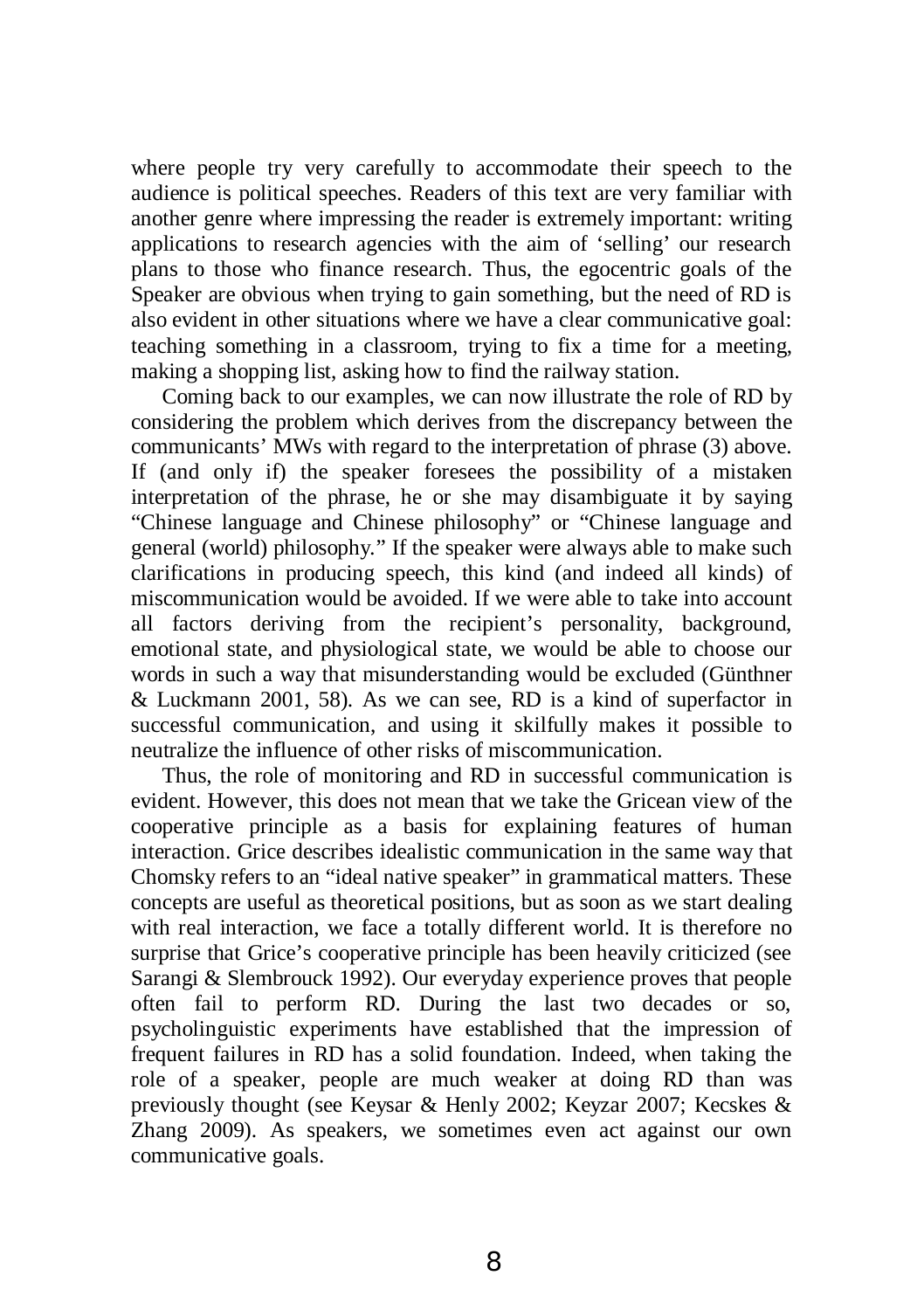where people try very carefully to accommodate their speech to the audience is political speeches. Readers of this text are very familiar with another genre where impressing the reader is extremely important: writing applications to research agencies with the aim of 'selling' our research plans to those who finance research. Thus, the egocentric goals of the Speaker are obvious when trying to gain something, but the need of RD is also evident in other situations where we have a clear communicative goal: teaching something in a classroom, trying to fix a time for a meeting, making a shopping list, asking how to find the railway station.

Coming back to our examples, we can now illustrate the role of RD by considering the problem which derives from the discrepancy between the communicants' MWs with regard to the interpretation of phrase (3) above. If (and only if) the speaker foresees the possibility of a mistaken interpretation of the phrase, he or she may disambiguate it by saying "Chinese language and Chinese philosophy" or "Chinese language and general (world) philosophy." If the speaker were always able to make such clarifications in producing speech, this kind (and indeed all kinds) of miscommunication would be avoided. If we were able to take into account all factors deriving from the recipient's personality, background, emotional state, and physiological state, we would be able to choose our words in such a way that misunderstanding would be excluded (Günthner & Luckmann 2001, 58). As we can see, RD is a kind of superfactor in successful communication, and using it skilfully makes it possible to neutralize the influence of other risks of miscommunication.

Thus, the role of monitoring and RD in successful communication is evident. However, this does not mean that we take the Gricean view of the cooperative principle as a basis for explaining features of human interaction. Grice describes idealistic communication in the same way that Chomsky refers to an "ideal native speaker" in grammatical matters. These concepts are useful as theoretical positions, but as soon as we start dealing with real interaction, we face a totally different world. It is therefore no surprise that Grice's cooperative principle has been heavily criticized (see Sarangi & Slembrouck 1992). Our everyday experience proves that people often fail to perform RD. During the last two decades or so, psycholinguistic experiments have established that the impression of frequent failures in RD has a solid foundation. Indeed, when taking the role of a speaker, people are much weaker at doing RD than was previously thought (see Keysar & Henly 2002; Keyzar 2007; Kecskes & Zhang 2009). As speakers, we sometimes even act against our own communicative goals.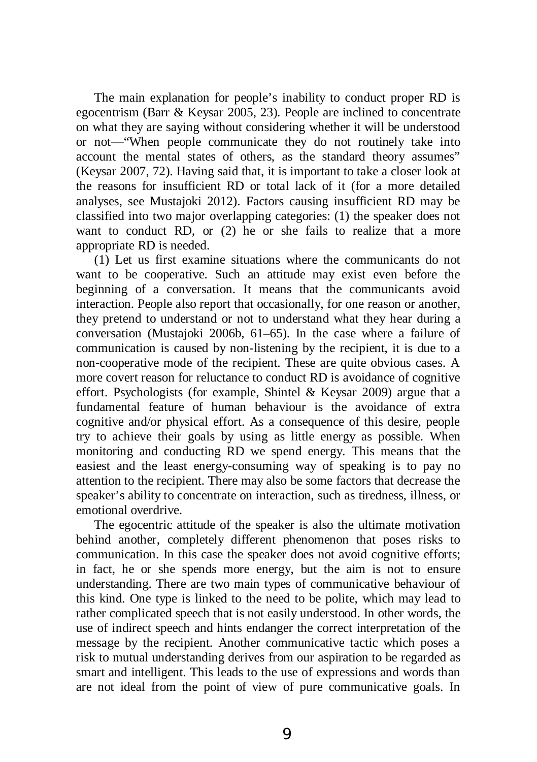The main explanation for people's inability to conduct proper RD is egocentrism (Barr & Keysar 2005, 23). People are inclined to concentrate on what they are saying without considering whether it will be understood or not—"When people communicate they do not routinely take into account the mental states of others, as the standard theory assumes" (Keysar 2007, 72). Having said that, it is important to take a closer look at the reasons for insufficient RD or total lack of it (for a more detailed analyses, see Mustajoki 2012). Factors causing insufficient RD may be classified into two major overlapping categories: (1) the speaker does not want to conduct RD, or (2) he or she fails to realize that a more appropriate RD is needed.

(1) Let us first examine situations where the communicants do not want to be cooperative. Such an attitude may exist even before the beginning of a conversation. It means that the communicants avoid interaction. People also report that occasionally, for one reason or another, they pretend to understand or not to understand what they hear during a conversation (Mustajoki 2006b, 61–65). In the case where a failure of communication is caused by non-listening by the recipient, it is due to a non-cooperative mode of the recipient. These are quite obvious cases. A more covert reason for reluctance to conduct RD is avoidance of cognitive effort. Psychologists (for example, Shintel & Keysar 2009) argue that a fundamental feature of human behaviour is the avoidance of extra cognitive and/or physical effort. As a consequence of this desire, people try to achieve their goals by using as little energy as possible. When monitoring and conducting RD we spend energy. This means that the easiest and the least energy-consuming way of speaking is to pay no attention to the recipient. There may also be some factors that decrease the speaker's ability to concentrate on interaction, such as tiredness, illness, or emotional overdrive.

The egocentric attitude of the speaker is also the ultimate motivation behind another, completely different phenomenon that poses risks to communication. In this case the speaker does not avoid cognitive efforts; in fact, he or she spends more energy, but the aim is not to ensure understanding. There are two main types of communicative behaviour of this kind. One type is linked to the need to be polite, which may lead to rather complicated speech that is not easily understood. In other words, the use of indirect speech and hints endanger the correct interpretation of the message by the recipient. Another communicative tactic which poses a risk to mutual understanding derives from our aspiration to be regarded as smart and intelligent. This leads to the use of expressions and words than are not ideal from the point of view of pure communicative goals. In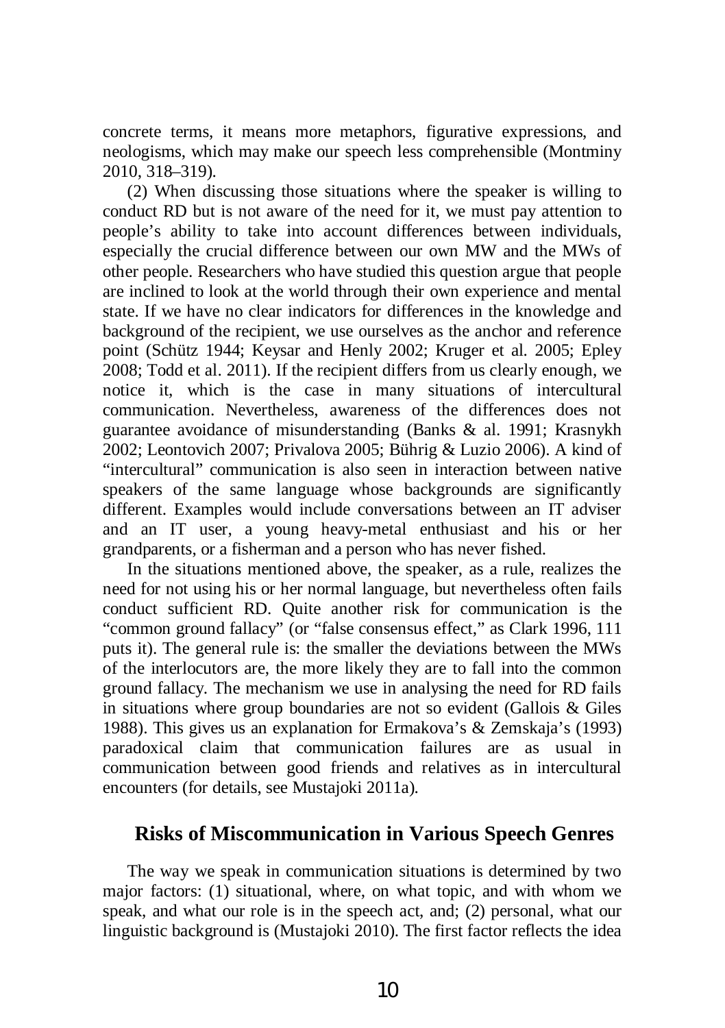concrete terms, it means more metaphors, figurative expressions, and neologisms, which may make our speech less comprehensible (Montminy 2010, 318–319).

(2) When discussing those situations where the speaker is willing to conduct RD but is not aware of the need for it, we must pay attention to people's ability to take into account differences between individuals, especially the crucial difference between our own MW and the MWs of other people. Researchers who have studied this question argue that people are inclined to look at the world through their own experience and mental state. If we have no clear indicators for differences in the knowledge and background of the recipient, we use ourselves as the anchor and reference point (Schütz 1944; Keysar and Henly 2002; Kruger et al. 2005; Epley 2008; Todd et al. 2011). If the recipient differs from us clearly enough, we notice it, which is the case in many situations of intercultural communication. Nevertheless, awareness of the differences does not guarantee avoidance of misunderstanding (Banks & al. 1991; Krasnykh 2002; Leontovich 2007; Privalova 2005; Bührig & Luzio 2006). A kind of "intercultural" communication is also seen in interaction between native speakers of the same language whose backgrounds are significantly different. Examples would include conversations between an IT adviser and an IT user, a young heavy-metal enthusiast and his or her grandparents, or a fisherman and a person who has never fished.

In the situations mentioned above, the speaker, as a rule, realizes the need for not using his or her normal language, but nevertheless often fails conduct sufficient RD. Quite another risk for communication is the "common ground fallacy" (or "false consensus effect," as Clark 1996, 111 puts it). The general rule is: the smaller the deviations between the MWs of the interlocutors are, the more likely they are to fall into the common ground fallacy. The mechanism we use in analysing the need for RD fails in situations where group boundaries are not so evident (Gallois & Giles 1988). This gives us an explanation for Ermakova's & Zemskaja's (1993) paradoxical claim that communication failures are as usual in communication between good friends and relatives as in intercultural encounters (for details, see Mustajoki 2011a).

## Risks of Miscommunication in Various Speech Genres

The way we speak in communication situations is determined by two major factors: (1) situational, where, on what topic, and with whom we speak, and what our role is in the speech act, and; (2) personal, what our linguistic background is (Mustajoki 2010). The first factor reflects the idea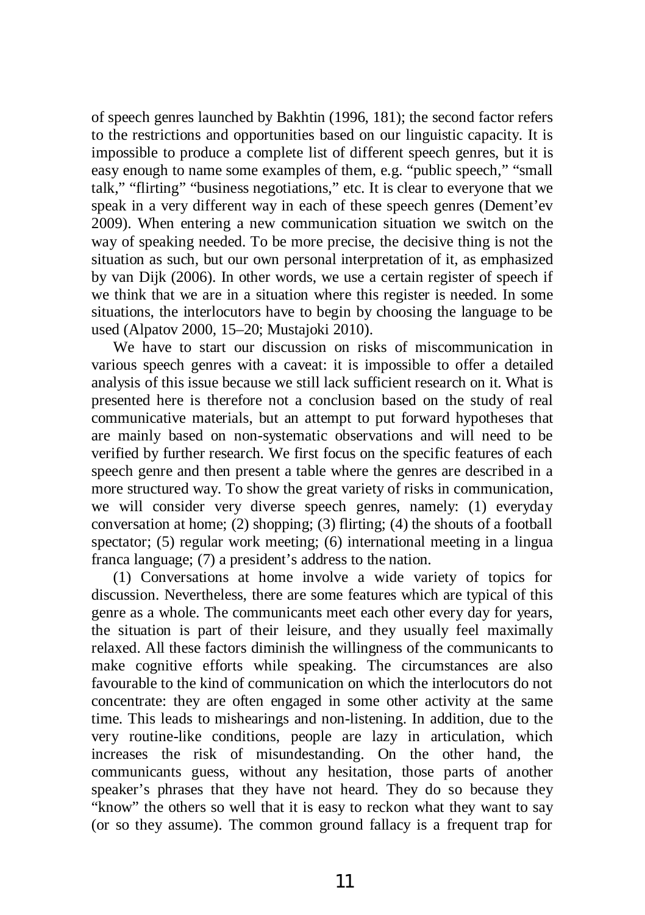of speech genres launched by Bakhtin (1996, 181); the second factor refers to the restrictions and opportunities based on our linguistic capacity. It is impossible to produce a complete list of different speech genres, but it is easy enough to name some examples of them, e.g. "public speech," "small talk," "flirting" "business negotiations," etc. It is clear to everyone that we speak in a very different way in each of these speech genres (Dement'ev 2009). When entering a new communication situation we switch on the way of speaking needed. To be more precise, the decisive thing is not the situation as such, but our own personal interpretation of it, as emphasized by van Dijk (2006). In other words, we use a certain register of speech if we think that we are in a situation where this register is needed. In some situations, the interlocutors have to begin by choosing the language to be used (Alpatov 2000, 15–20; Mustajoki 2010).

We have to start our discussion on risks of miscommunication in various speech genres with a caveat: it is impossible to offer a detailed analysis of this issue because we still lack sufficient research on it. What is presented here is therefore not a conclusion based on the study of real communicative materials, but an attempt to put forward hypotheses that are mainly based on non-systematic observations and will need to be verified by further research. We first focus on the specific features of each speech genre and then present a table where the genres are described in a more structured way. To show the great variety of risks in communication, we will consider very diverse speech genres, namely: (1) everyday conversation at home; (2) shopping; (3) flirting; (4) the shouts of a football spectator; (5) regular work meeting; (6) international meeting in a lingua franca language; (7) a president's address to the nation.

(1) Conversations at home involve a wide variety of topics for discussion. Nevertheless, there are some features which are typical of this genre as a whole. The communicants meet each other every day for years, the situation is part of their leisure, and they usually feel maximally relaxed. All these factors diminish the willingness of the communicants to make cognitive efforts while speaking. The circumstances are also favourable to the kind of communication on which the interlocutors do not concentrate: they are often engaged in some other activity at the same time. This leads to mishearings and non-listening. In addition, due to the very routine-like conditions, people are lazy in articulation, which increases the risk of misundestanding. On the other hand, the communicants guess, without any hesitation, those parts of another speaker's phrases that they have not heard. They do so because they "know" the others so well that it is easy to reckon what they want to say (or so they assume). The common ground fallacy is a frequent trap for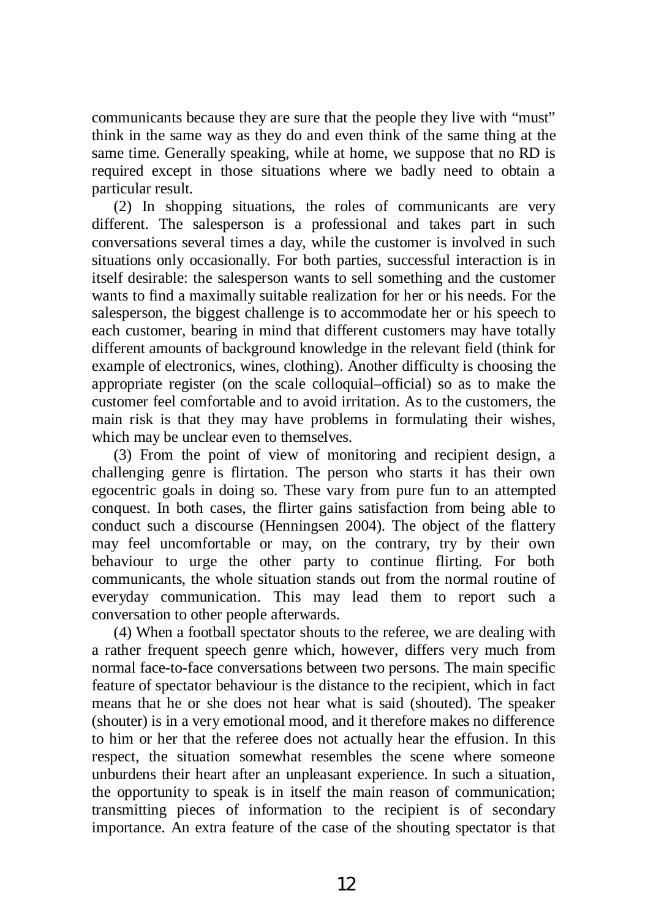communicants because they are sure that the people they live with "must" think in the same way as they do and even think of the same thing at the same time. Generally speaking, while at home, we suppose that no RD is required except in those situations where we badly need to obtain a particular result.

(2) In shopping situations, the roles of communicants are very different. The salesperson is a professional and takes part in such conversations several times a day, while the customer is involved in such situations only occasionally. For both parties, successful interaction is in itself desirable: the salesperson wants to sell something and the customer wants to find a maximally suitable realization for her or his needs. For the salesperson, the biggest challenge is to accommodate her or his speech to each customer, bearing in mind that different customers may have totally different amounts of background knowledge in the relevant field (think for example of electronics, wines, clothing). Another difficulty is choosing the appropriate register (on the scale colloquial–official) so as to make the customer feel comfortable and to avoid irritation. As to the customers, the main risk is that they may have problems in formulating their wishes, which may be unclear even to themselves.

(3) From the point of view of monitoring and recipient design, a challenging genre is flirtation. The person who starts it has their own egocentric goals in doing so. These vary from pure fun to an attempted conquest. In both cases, the flirter gains satisfaction from being able to conduct such a discourse (Henningsen 2004). The object of the flattery may feel uncomfortable or may, on the contrary, try by their own behaviour to urge the other party to continue flirting. For both communicants, the whole situation stands out from the normal routine of everyday communication. This may lead them to report such a conversation to other people afterwards.

(4) When a football spectator shouts to the referee, we are dealing with a rather frequent speech genre which, however, differs very much from normal face-to-face conversations between two persons. The main specific feature of spectator behaviour is the distance to the recipient, which in fact means that he or she does not hear what is said (shouted). The speaker (shouter) is in a very emotional mood, and it therefore makes no difference to him or her that the referee does not actually hear the effusion. In this respect, the situation somewhat resembles the scene where someone unburdens their heart after an unpleasant experience. In such a situation, the opportunity to speak is in itself the main reason of communication; transmitting pieces of information to the recipient is of secondary importance. An extra feature of the case of the shouting spectator is that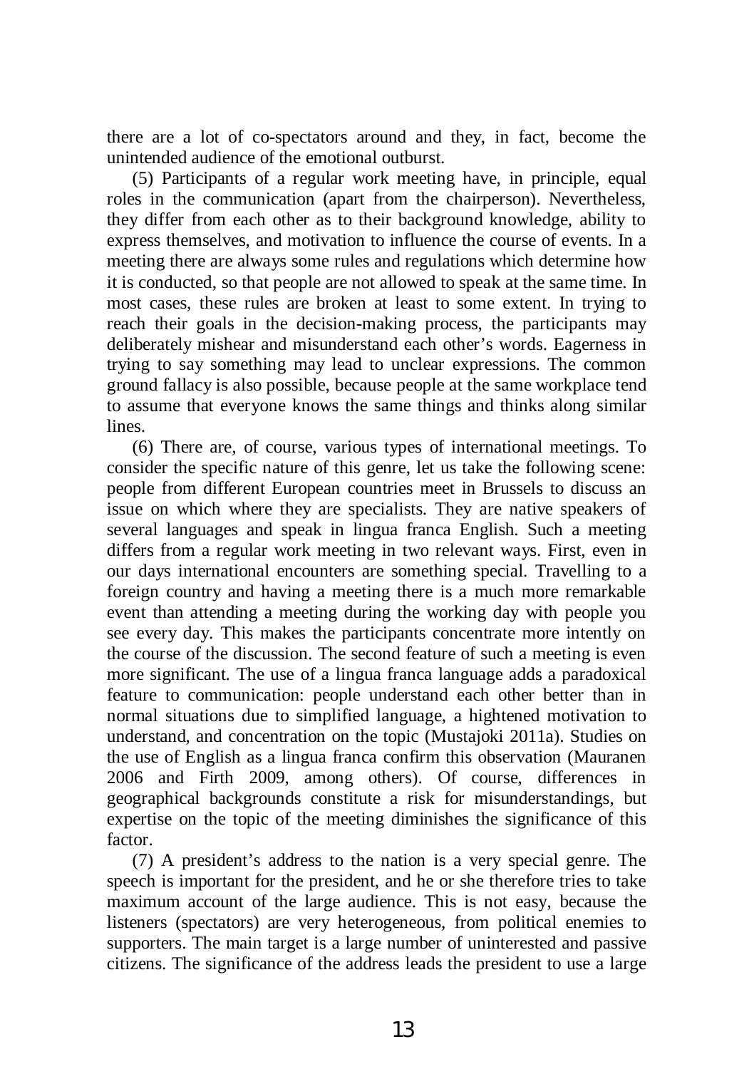there are a lot of co-spectators around and they, in fact, become the unintended audience of the emotional outburst.

(5) Participants of a regular work meeting have, in principle, equal roles in the communication (apart from the chairperson). Nevertheless, they differ from each other as to their background knowledge, ability to express themselves, and motivation to influence the course of events. In a meeting there are always some rules and regulations which determine how it is conducted, so that people are not allowed to speak at the same time. In most cases, these rules are broken at least to some extent. In trying to reach their goals in the decision-making process, the participants may deliberately mishear and misunderstand each other's words. Eagerness in trying to say something may lead to unclear expressions. The common ground fallacy is also possible, because people at the same workplace tend to assume that everyone knows the same things and thinks along similar lines.

(6) There are, of course, various types of international meetings. To consider the specific nature of this genre, let us take the following scene: people from different European countries meet in Brussels to discuss an issue on which where they are specialists. They are native speakers of several languages and speak in lingua franca English. Such a meeting differs from a regular work meeting in two relevant ways. First, even in our days international encounters are something special. Travelling to a foreign country and having a meeting there is a much more remarkable event than attending a meeting during the working day with people you see every day. This makes the participants concentrate more intently on the course of the discussion. The second feature of such a meeting is even more significant. The use of a lingua franca language adds a paradoxical feature to communication: people understand each other better than in normal situations due to simplified language, a hightened motivation to understand, and concentration on the topic (Mustajoki 2011a). Studies on the use of English as a lingua franca confirm this observation (Mauranen 2006 and Firth 2009, among others). Of course, differences in geographical backgrounds constitute a risk for misunderstandings, but expertise on the topic of the meeting diminishes the significance of this factor.

(7) A president's address to the nation is a very special genre. The speech is important for the president, and he or she therefore tries to take maximum account of the large audience. This is not easy, because the listeners (spectators) are very heterogeneous, from political enemies to supporters. The main target is a large number of uninterested and passive citizens. The significance of the address leads the president to use a large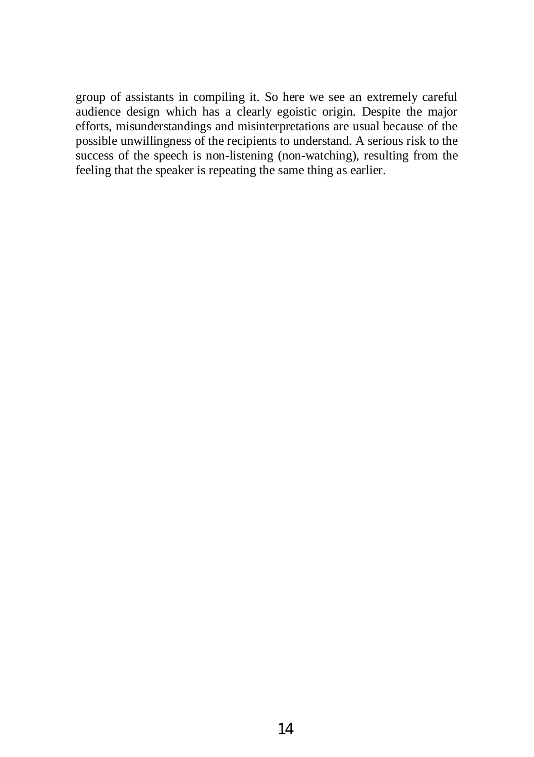group of assistants in compiling it. So here we see an extremely careful audience design which has a clearly egoistic origin. Despite the major efforts, misunderstandings and misinterpretations are usual because of the possible unwillingness of the recipients to understand. A serious risk to the success of the speech is non-listening (non-watching), resulting from the feeling that the speaker is repeating the same thing as earlier.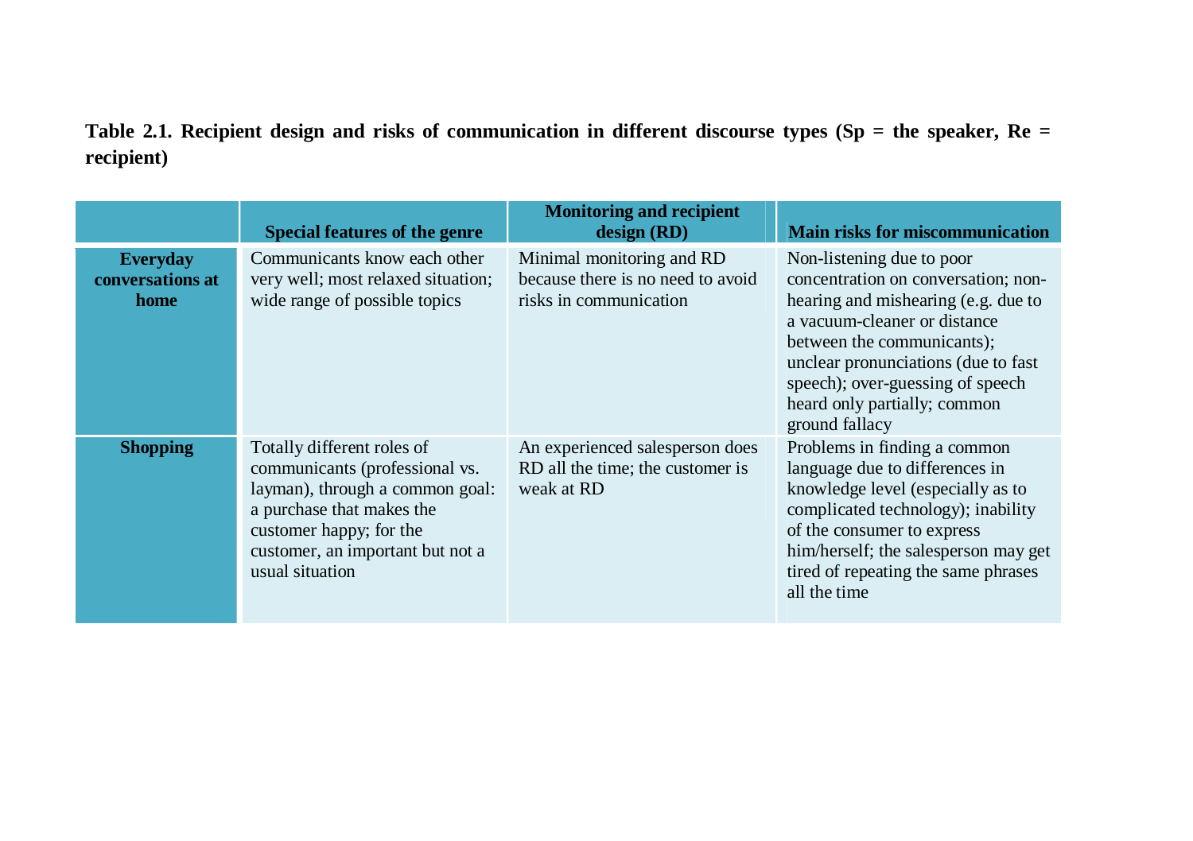**Table 2.1. Recipient design and risks of communication in different discourse types (Sp = the speaker, Re = recipient)**

| | Special features of the genre | Monitoring and recipient design (RD) | Main risks for miscommunication |
|---|---|---|---|
| **Everyday conversations at home** | Communicants know each other very well; most relaxed situation; wide range of possible topics | Minimal monitoring and RD because there is no need to avoid risks in communication | Non-listening due to poor concentration on conversation; non-hearing and mishearing (e.g. due to a vacuum-cleaner or distance between the communicants); unclear pronunciations (due to fast speech); over-guessing of speech heard only partially; common ground fallacy |
| **Shopping** | Totally different roles of communicants (professional vs. layman), through a common goal: a purchase that makes the customer happy; for the customer, an important but not a usual situation | An experienced salesperson does RD all the time; the customer is weak at RD | Problems in finding a common language due to differences in knowledge level (especially as to complicated technology); inability of the consumer to express him/herself; the salesperson may get tired of repeating the same phrases all the time |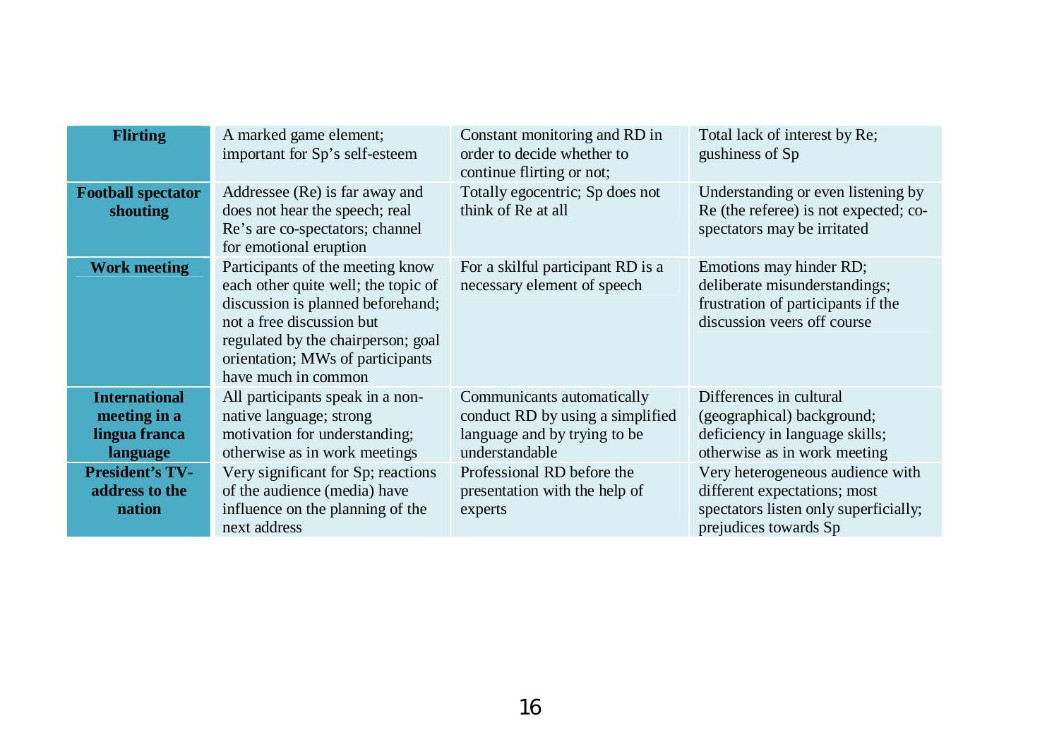| **Flirting** | A marked game element; important for Sp's self-esteem | Constant monitoring and RD in order to decide whether to continue flirting or not; | Total lack of interest by Re; gushiness of Sp |
|---|---|---|---|
| **Football spectator shouting** | Addressee (Re) is far away and does not hear the speech; real Re's are co-spectators; channel for emotional eruption | Totally egocentric; Sp does not think of Re at all | Understanding or even listening by Re (the referee) is not expected; co-spectators may be irritated |
| **Work meeting** | Participants of the meeting know each other quite well; the topic of discussion is planned beforehand; not a free discussion but regulated by the chairperson; goal orientation; MWs of participants have much in common | For a skilful participant RD is a necessary element of speech | Emotions may hinder RD; deliberate misunderstandings; frustration of participants if the discussion veers off course |
| **International meeting in a lingua franca language** | All participants speak in a non-native language; strong motivation for understanding; otherwise as in work meetings | Communicants automatically conduct RD by using a simplified language and by trying to be understandable | Differences in cultural (geographical) background; deficiency in language skills; otherwise as in work meeting |
| **President's TV-address to the nation** | Very significant for Sp; reactions of the audience (media) have influence on the planning of the next address | Professional RD before the presentation with the help of experts | Very heterogeneous audience with different expectations; most spectators listen only superficially; prejudices towards Sp |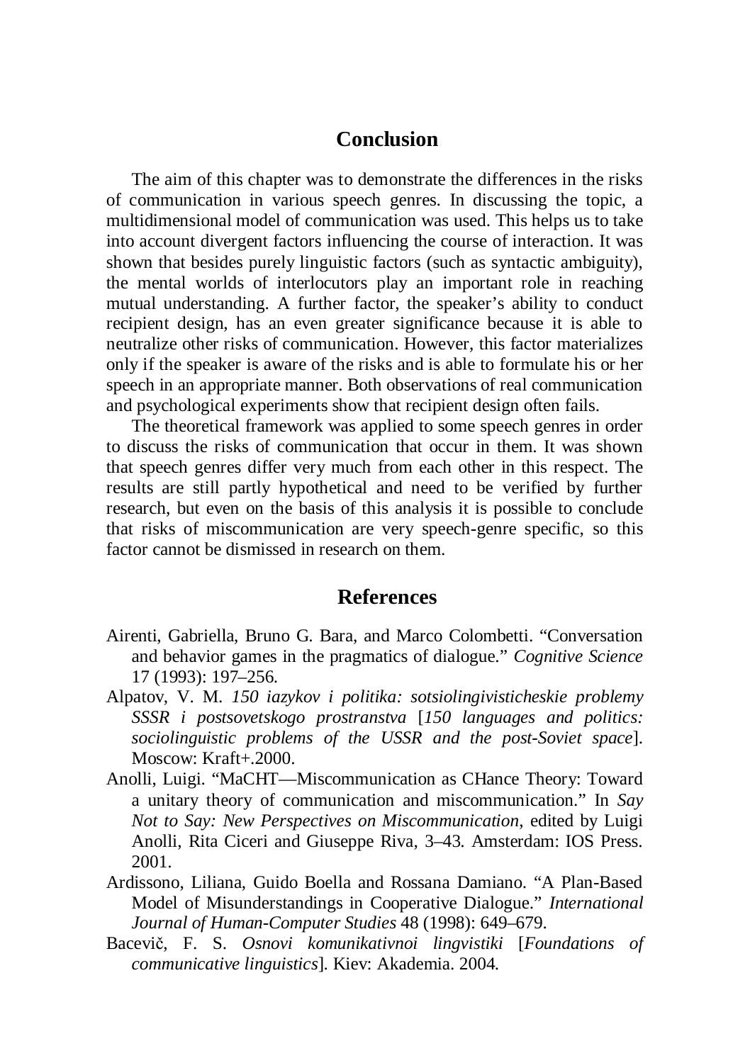## Conclusion

The aim of this chapter was to demonstrate the differences in the risks of communication in various speech genres. In discussing the topic, a multidimensional model of communication was used. This helps us to take into account divergent factors influencing the course of interaction. It was shown that besides purely linguistic factors (such as syntactic ambiguity), the mental worlds of interlocutors play an important role in reaching mutual understanding. A further factor, the speaker's ability to conduct recipient design, has an even greater significance because it is able to neutralize other risks of communication. However, this factor materializes only if the speaker is aware of the risks and is able to formulate his or her speech in an appropriate manner. Both observations of real communication and psychological experiments show that recipient design often fails.

The theoretical framework was applied to some speech genres in order to discuss the risks of communication that occur in them. It was shown that speech genres differ very much from each other in this respect. The results are still partly hypothetical and need to be verified by further research, but even on the basis of this analysis it is possible to conclude that risks of miscommunication are very speech-genre specific, so this factor cannot be dismissed in research on them.

## References

Airenti, Gabriella, Bruno G. Bara, and Marco Colombetti. "Conversation and behavior games in the pragmatics of dialogue." *Cognitive Science* 17 (1993): 197–256.

Alpatov, V. M. *150 iazykov i politika: sotsiolingivisticheskie problemy SSSR i postsovetskogo prostranstva* [*150 languages and politics: sociolinguistic problems of the USSR and the post-Soviet space*]. Moscow: Kraft+.2000.

Anolli, Luigi. "MaCHT—Miscommunication as CHance Theory: Toward a unitary theory of communication and miscommunication." In *Say Not to Say: New Perspectives on Miscommunication*, edited by Luigi Anolli, Rita Ciceri and Giuseppe Riva, 3–43. Amsterdam: IOS Press. 2001.

Ardissono, Liliana, Guido Boella and Rossana Damiano. "A Plan-Based Model of Misunderstandings in Cooperative Dialogue." *International Journal of Human-Computer Studies* 48 (1998): 649–679.

Bacevič, F. S. *Osnovi komunikativnoi lingvistiki* [*Foundations of communicative linguistics*]. Kiev: Akademia. 2004.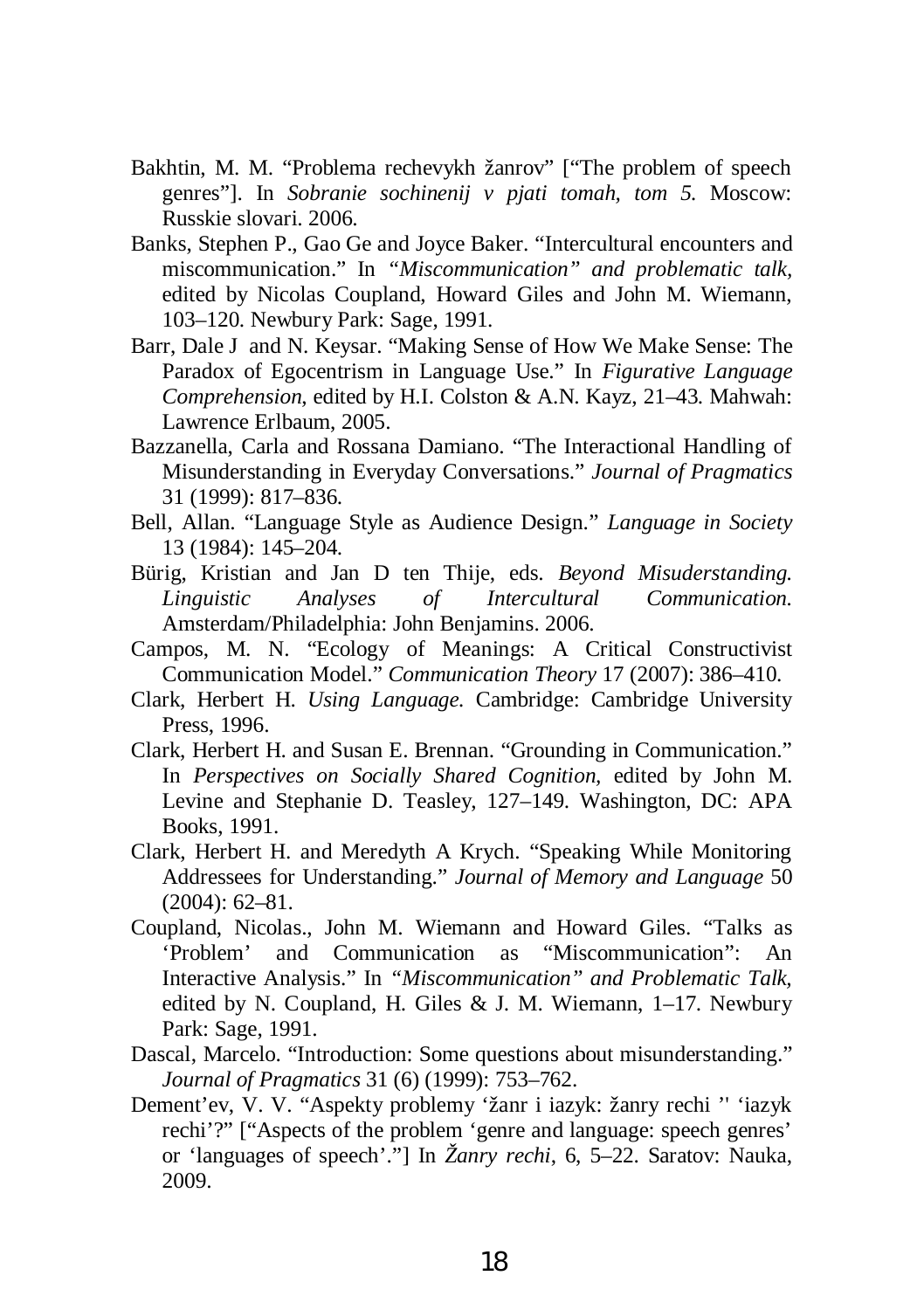Bakhtin, M. M. "Problema rechevykh žanrov" ["The problem of speech genres"]. In *Sobranie sochinenij v pjati tomah, tom 5.* Moscow: Russkie slovari. 2006.

Banks, Stephen P., Gao Ge and Joyce Baker. "Intercultural encounters and miscommunication." In *"Miscommunication" and problematic talk*, edited by Nicolas Coupland, Howard Giles and John M. Wiemann, 103–120. Newbury Park: Sage, 1991.

Barr, Dale J and N. Keysar. "Making Sense of How We Make Sense: The Paradox of Egocentrism in Language Use." In *Figurative Language Comprehension*, edited by H.I. Colston & A.N. Kayz, 21–43. Mahwah: Lawrence Erlbaum, 2005.

Bazzanella, Carla and Rossana Damiano. "The Interactional Handling of Misunderstanding in Everyday Conversations." *Journal of Pragmatics* 31 (1999): 817–836.

Bell, Allan. "Language Style as Audience Design." *Language in Society* 13 (1984): 145–204.

Bürig, Kristian and Jan D ten Thije, eds. *Beyond Misuderstanding. Linguistic Analyses of Intercultural Communication.* Amsterdam/Philadelphia: John Benjamins. 2006.

Campos, M. N. "Ecology of Meanings: A Critical Constructivist Communication Model." *Communication Theory* 17 (2007): 386–410.

Clark, Herbert H. *Using Language.* Cambridge: Cambridge University Press, 1996.

Clark, Herbert H. and Susan E. Brennan. "Grounding in Communication." In *Perspectives on Socially Shared Cognition*, edited by John M. Levine and Stephanie D. Teasley, 127–149. Washington, DC: APA Books, 1991.

Clark, Herbert H. and Meredyth A Krych. "Speaking While Monitoring Addressees for Understanding." *Journal of Memory and Language* 50 (2004): 62–81.

Coupland, Nicolas., John M. Wiemann and Howard Giles. "Talks as 'Problem' and Communication as "Miscommunication": An Interactive Analysis." In *"Miscommunication" and Problematic Talk*, edited by N. Coupland, H. Giles & J. M. Wiemann, 1–17. Newbury Park: Sage, 1991.

Dascal, Marcelo. "Introduction: Some questions about misunderstanding." *Journal of Pragmatics* 31 (6) (1999): 753–762.

Dement'ev, V. V. "Aspekty problemy 'žanr i iazyk: žanry rechi '' 'iazyk rechi'?" ["Aspects of the problem 'genre and language: speech genres' or 'languages of speech'."] In *Žanry rechi*, 6, 5–22. Saratov: Nauka, 2009.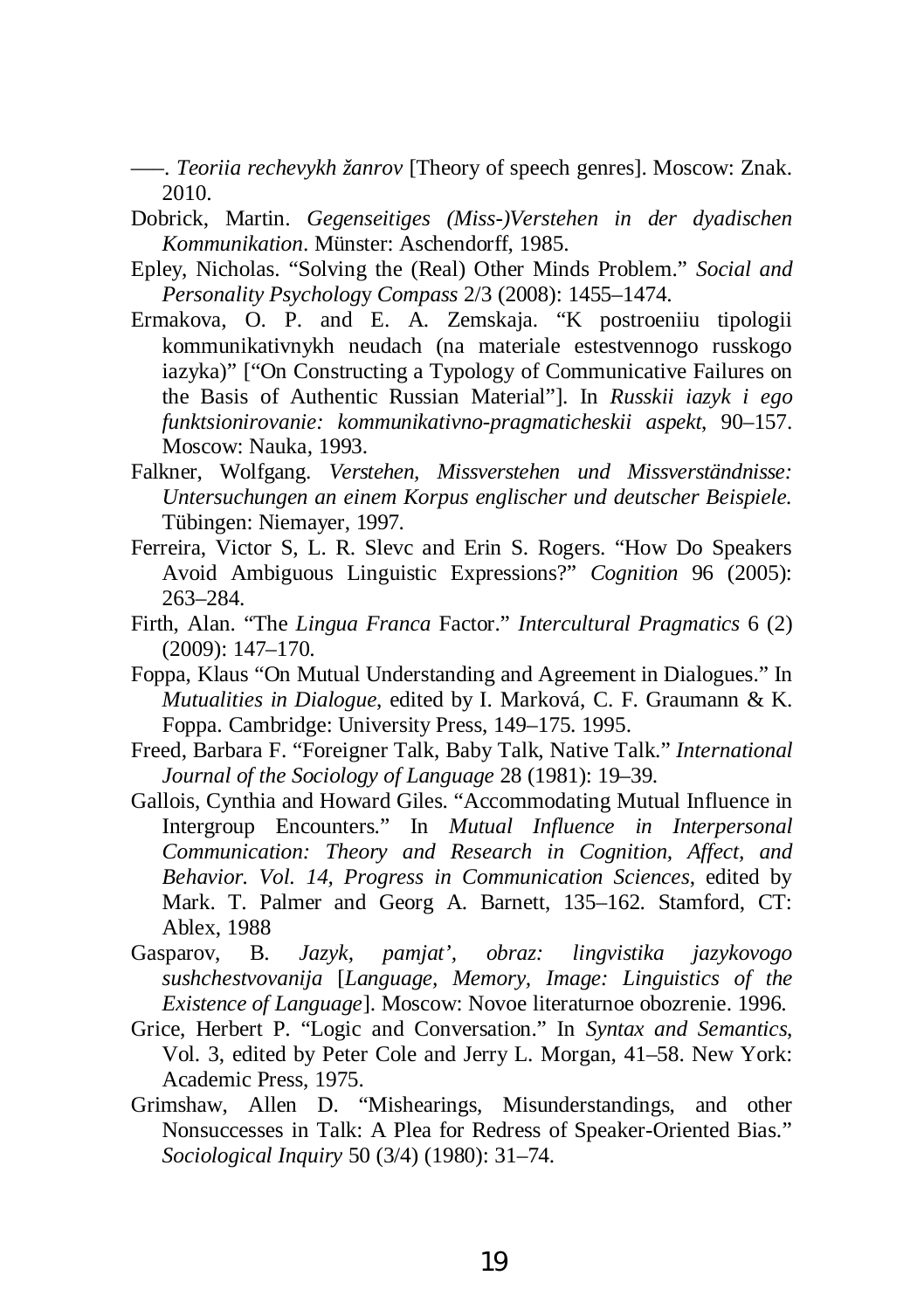–––. *Teoriia rechevykh žanrov* [Theory of speech genres]. Moscow: Znak. 2010.

Dobrick, Martin. *Gegenseitiges (Miss-)Verstehen in der dyadischen Kommunikation*. Münster: Aschendorff, 1985.

Epley, Nicholas. "Solving the (Real) Other Minds Problem." *Social and Personality Psychology Compass* 2/3 (2008): 1455–1474.

Ermakova, O. P. and E. A. Zemskaja. "K postroeniiu tipologii kommunikativnykh neudach (na materiale estestvennogo russkogo iazyka)" ["On Constructing a Typology of Communicative Failures on the Basis of Authentic Russian Material"]. In *Russkii iazyk i ego funktsionirovanie: kommunikativno-pragmaticheskii aspekt*, 90–157. Moscow: Nauka, 1993.

Falkner, Wolfgang. *Verstehen, Missverstehen und Missverständnisse: Untersuchungen an einem Korpus englischer und deutscher Beispiele*. Tübingen: Niemayer, 1997.

Ferreira, Victor S, L. R. Slevc and Erin S. Rogers. "How Do Speakers Avoid Ambiguous Linguistic Expressions?" *Cognition* 96 (2005): 263–284.

Firth, Alan. "The *Lingua Franca* Factor." *Intercultural Pragmatics* 6 (2) (2009): 147–170.

Foppa, Klaus "On Mutual Understanding and Agreement in Dialogues." In *Mutualities in Dialogue,* edited by I. Marková, C. F. Graumann & K. Foppa. Cambridge: University Press, 149–175. 1995.

Freed, Barbara F. "Foreigner Talk, Baby Talk, Native Talk." *International Journal of the Sociology of Language* 28 (1981): 19–39.

Gallois, Cynthia and Howard Giles. "Accommodating Mutual Influence in Intergroup Encounters." In *Mutual Influence in Interpersonal Communication: Theory and Research in Cognition, Affect, and Behavior. Vol. 14, Progress in Communication Sciences*, edited by Mark. T. Palmer and Georg A. Barnett, 135–162. Stamford, CT: Ablex, 1988

Gasparov, B. *Jazyk, pamjat', obraz: lingvistika jazykovogo sushchestvovanija* [*Language, Memory, Image: Linguistics of the Existence of Language*]. Moscow: Novoe literaturnoe obozrenie. 1996.

Grice, Herbert P. "Logic and Conversation." In *Syntax and Semantics*, Vol. 3, edited by Peter Cole and Jerry L. Morgan, 41–58. New York: Academic Press, 1975.

Grimshaw, Allen D. "Mishearings, Misunderstandings, and other Nonsuccesses in Talk: A Plea for Redress of Speaker-Oriented Bias." *Sociological Inquiry* 50 (3/4) (1980): 31–74.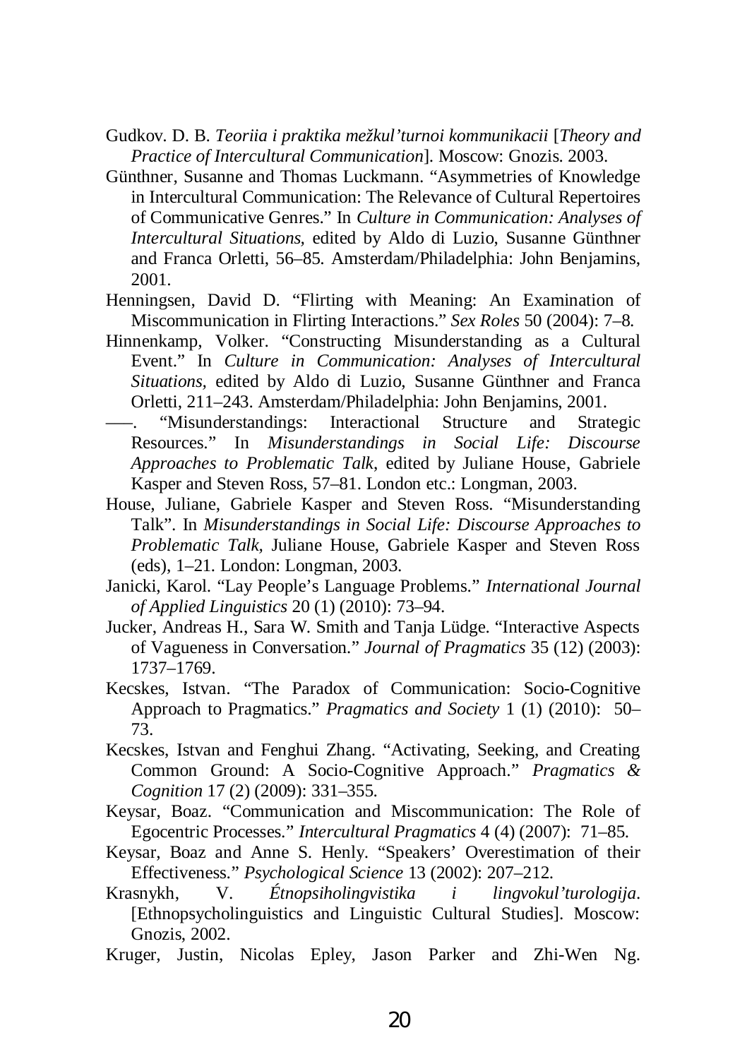Gudkov. D. B. *Teoriia i praktika mežkul'turnoi kommunikacii* [*Theory and Practice of Intercultural Communication*]. Moscow: Gnozis. 2003.

Günthner, Susanne and Thomas Luckmann. "Asymmetries of Knowledge in Intercultural Communication: The Relevance of Cultural Repertoires of Communicative Genres." In *Culture in Communication: Analyses of Intercultural Situations*, edited by Aldo di Luzio, Susanne Günthner and Franca Orletti, 56–85. Amsterdam/Philadelphia: John Benjamins, 2001.

Henningsen, David D. "Flirting with Meaning: An Examination of Miscommunication in Flirting Interactions." *Sex Roles* 50 (2004): 7–8.

Hinnenkamp, Volker. "Constructing Misunderstanding as a Cultural Event." In *Culture in Communication: Analyses of Intercultural Situations*, edited by Aldo di Luzio, Susanne Günthner and Franca Orletti, 211–243. Amsterdam/Philadelphia: John Benjamins, 2001.

—–. "Misunderstandings: Interactional Structure and Strategic Resources." In *Misunderstandings in Social Life: Discourse Approaches to Problematic Talk*, edited by Juliane House, Gabriele Kasper and Steven Ross, 57–81. London etc.: Longman, 2003.

House, Juliane, Gabriele Kasper and Steven Ross. "Misunderstanding Talk". In *Misunderstandings in Social Life: Discourse Approaches to Problematic Talk*, Juliane House, Gabriele Kasper and Steven Ross (eds), 1–21. London: Longman, 2003.

Janicki, Karol. "Lay People's Language Problems." *International Journal of Applied Linguistics* 20 (1) (2010): 73–94.

Jucker, Andreas H., Sara W. Smith and Tanja Lüdge. "Interactive Aspects of Vagueness in Conversation." *Journal of Pragmatics* 35 (12) (2003): 1737–1769.

Kecskes, Istvan. "The Paradox of Communication: Socio-Cognitive Approach to Pragmatics." *Pragmatics and Society* 1 (1) (2010): 50–73.

Kecskes, Istvan and Fenghui Zhang. "Activating, Seeking, and Creating Common Ground: A Socio-Cognitive Approach." *Pragmatics & Cognition* 17 (2) (2009): 331–355.

Keysar, Boaz. "Communication and Miscommunication: The Role of Egocentric Processes." *Intercultural Pragmatics* 4 (4) (2007): 71–85.

Keysar, Boaz and Anne S. Henly. "Speakers' Overestimation of their Effectiveness." *Psychological Science* 13 (2002): 207–212.

Krasnykh, V. *Étnopsiholingvistika i lingvokul'turologija*. [Ethnopsycholinguistics and Linguistic Cultural Studies]. Moscow: Gnozis, 2002.

Kruger, Justin, Nicolas Epley, Jason Parker and Zhi-Wen Ng.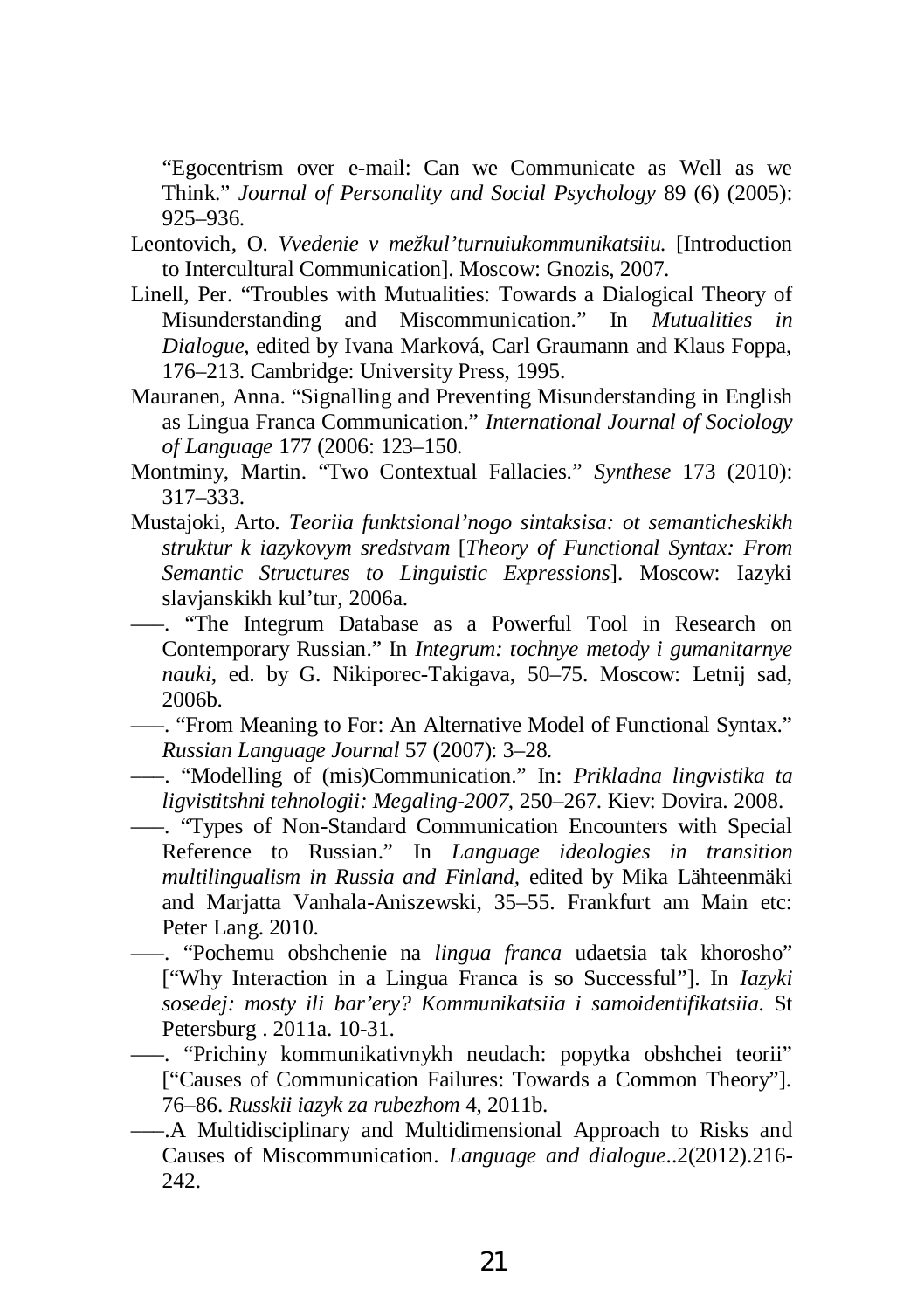"Egocentrism over e-mail: Can we Communicate as Well as we Think." *Journal of Personality and Social Psychology* 89 (6) (2005): 925–936.

Leontovich, O. *Vvedenie v mežkul'turnuiukommunikatsiiu.* [Introduction to Intercultural Communication]. Moscow: Gnozis, 2007.

Linell, Per. "Troubles with Mutualities: Towards a Dialogical Theory of Misunderstanding and Miscommunication." In *Mutualities in Dialogue*, edited by Ivana Marková, Carl Graumann and Klaus Foppa, 176–213. Cambridge: University Press, 1995.

Mauranen, Anna. "Signalling and Preventing Misunderstanding in English as Lingua Franca Communication." *International Journal of Sociology of Language* 177 (2006: 123–150.

Montminy, Martin. "Two Contextual Fallacies." *Synthese* 173 (2010): 317–333.

Mustajoki, Arto. *Teoriia funktsional'nogo sintaksisa: ot semanticheskikh struktur k iazykovym sredstvam* [*Theory of Functional Syntax: From Semantic Structures to Linguistic Expressions*]. Moscow: Iazyki slavjanskikh kul'tur, 2006a.

–––. "The Integrum Database as a Powerful Tool in Research on Contemporary Russian." In *Integrum: tochnye metody i gumanitarnye nauki*, ed. by G. Nikiporec-Takigava, 50–75. Moscow: Letnij sad, 2006b.

–––. "From Meaning to For: An Alternative Model of Functional Syntax." *Russian Language Journal* 57 (2007): 3–28.

–––. "Modelling of (mis)Communication." In: *Prikladna lingvistika ta ligvistitshni tehnologii: Megaling-2007*, 250–267. Kiev: Dovira. 2008.

–––. "Types of Non-Standard Communication Encounters with Special Reference to Russian." In *Language ideologies in transition multilingualism in Russia and Finland*, edited by Mika Lähteenmäki and Marjatta Vanhala-Aniszewski, 35–55. Frankfurt am Main etc: Peter Lang. 2010.

–––. "Pochemu obshchenie na *lingua franca* udaetsia tak khorosho" ["Why Interaction in a Lingua Franca is so Successful"]. In *Iazyki sosedej: mosty ili bar'ery? Kommunikatsiia i samoidentifikatsiia.* St Petersburg . 2011a. 10-31.

–––. "Prichiny kommunikativnykh neudach: popytka obshchei teorii" ["Causes of Communication Failures: Towards a Common Theory"]. 76–86. *Russkii iazyk za rubezhom* 4, 2011b.

–––.A Multidisciplinary and Multidimensional Approach to Risks and Causes of Miscommunication. *Language and dialogue*..2(2012).216-242.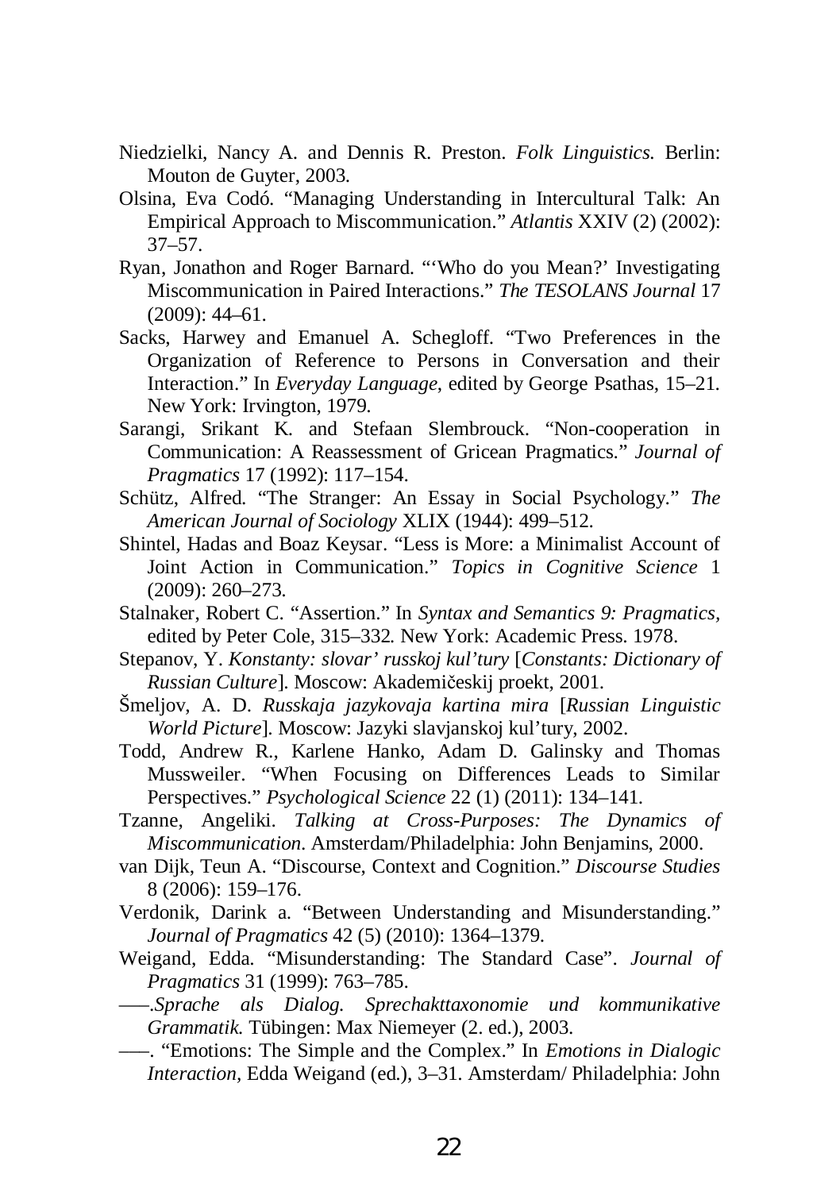Niedzielki, Nancy A. and Dennis R. Preston. *Folk Linguistics.* Berlin: Mouton de Guyter, 2003.

Olsina, Eva Codó. "Managing Understanding in Intercultural Talk: An Empirical Approach to Miscommunication." *Atlantis* XXIV (2) (2002): 37–57.

Ryan, Jonathon and Roger Barnard. "'Who do you Mean?' Investigating Miscommunication in Paired Interactions." *The TESOLANS Journal* 17 (2009): 44–61.

Sacks, Harwey and Emanuel A. Schegloff. "Two Preferences in the Organization of Reference to Persons in Conversation and their Interaction." In *Everyday Language*, edited by George Psathas, 15–21. New York: Irvington, 1979.

Sarangi, Srikant K. and Stefaan Slembrouck. "Non-cooperation in Communication: A Reassessment of Gricean Pragmatics." *Journal of Pragmatics* 17 (1992): 117–154.

Schütz, Alfred. "The Stranger: An Essay in Social Psychology." *The American Journal of Sociology* XLIX (1944): 499–512.

Shintel, Hadas and Boaz Keysar. "Less is More: a Minimalist Account of Joint Action in Communication." *Topics in Cognitive Science* 1 (2009): 260–273.

Stalnaker, Robert C. "Assertion." In *Syntax and Semantics 9: Pragmatics*, edited by Peter Cole, 315–332. New York: Academic Press. 1978.

Stepanov, Y. *Konstanty: slovar' russkoj kul'tury* [*Constants: Dictionary of Russian Culture*]. Moscow: Akademičeskij proekt, 2001.

Šmeljov, A. D. *Russkaja jazykovaja kartina mira* [*Russian Linguistic World Picture*]. Moscow: Jazyki slavjanskoj kul'tury, 2002.

Todd, Andrew R., Karlene Hanko, Adam D. Galinsky and Thomas Mussweiler. "When Focusing on Differences Leads to Similar Perspectives." *Psychological Science* 22 (1) (2011): 134–141.

Tzanne, Angeliki. *Talking at Cross-Purposes: The Dynamics of Miscommunication*. Amsterdam/Philadelphia: John Benjamins, 2000.

van Dijk, Teun A. "Discourse, Context and Cognition." *Discourse Studies* 8 (2006): 159–176.

Verdonik, Darink a. "Between Understanding and Misunderstanding." *Journal of Pragmatics* 42 (5) (2010): 1364–1379.

Weigand, Edda. "Misunderstanding: The Standard Case". *Journal of Pragmatics* 31 (1999): 763–785.

–––.*Sprache als Dialog. Sprechakttaxonomie und kommunikative Grammatik.* Tübingen: Max Niemeyer (2. ed.), 2003.

–––. "Emotions: The Simple and the Complex." In *Emotions in Dialogic Interaction,* Edda Weigand (ed.), 3–31. Amsterdam/ Philadelphia: John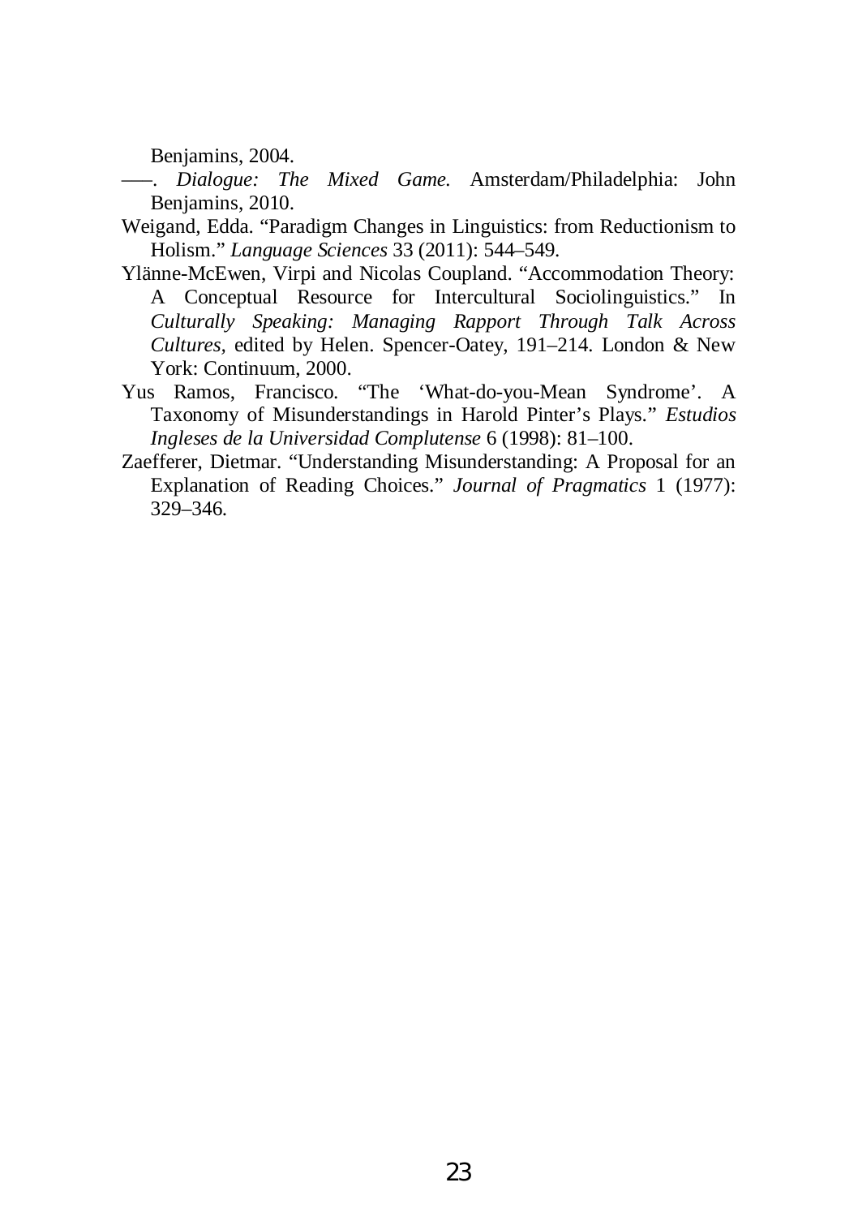Benjamins, 2004.

——. *Dialogue: The Mixed Game.* Amsterdam/Philadelphia: John Benjamins, 2010.

Weigand, Edda. "Paradigm Changes in Linguistics: from Reductionism to Holism." *Language Sciences* 33 (2011): 544–549.

Ylänne-McEwen, Virpi and Nicolas Coupland. "Accommodation Theory: A Conceptual Resource for Intercultural Sociolinguistics." In *Culturally Speaking: Managing Rapport Through Talk Across Cultures*, edited by Helen. Spencer-Oatey, 191–214. London & New York: Continuum, 2000.

Yus Ramos, Francisco. "The 'What-do-you-Mean Syndrome'. A Taxonomy of Misunderstandings in Harold Pinter's Plays." *Estudios Ingleses de la Universidad Complutense* 6 (1998): 81–100.

Zaefferer, Dietmar. "Understanding Misunderstanding: A Proposal for an Explanation of Reading Choices." *Journal of Pragmatics* 1 (1977): 329–346.